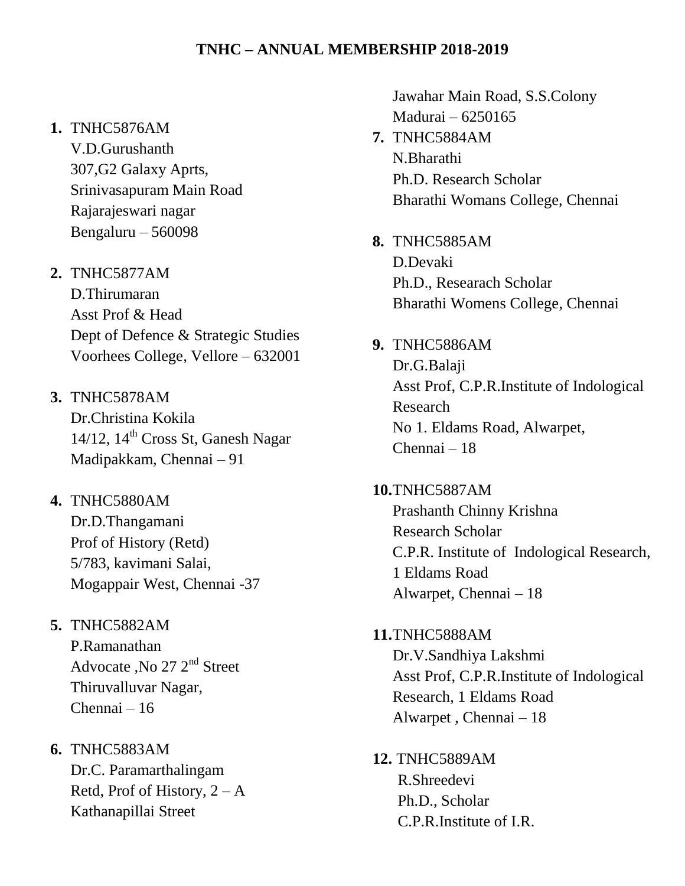# TNHC – ANNUAL MEMBERSHIP 2018-2019

1. TNHC5876AM
   V.D.Gurushanth
   307,G2 Galaxy Aprts,
   Srinivasapuram Main Road
   Rajarajeswari nagar
   Bengaluru – 560098

2. TNHC5877AM
   D.Thirumaran
   Asst Prof & Head
   Dept of Defence & Strategic Studies
   Voorhees College, Vellore – 632001

3. TNHC5878AM
   Dr.Christina Kokila
   14/12, 14th Cross St, Ganesh Nagar
   Madipakkam, Chennai – 91

4. TNHC5880AM
   Dr.D.Thangamani
   Prof of History (Retd)
   5/783, kavimani Salai,
   Mogappair West, Chennai -37

5. TNHC5882AM
   P.Ramanathan
   Advocate ,No 27 2nd Street
   Thiruvalluvar Nagar,
   Chennai – 16

6. TNHC5883AM
   Dr.C. Paramarthalingam
   Retd, Prof of History, 2 – A
   Kathanapillai Street
   Jawahar Main Road, S.S.Colony
   Madurai – 6250165

7. TNHC5884AM
   N.Bharathi
   Ph.D. Research Scholar
   Bharathi Womans College, Chennai

8. TNHC5885AM
   D.Devaki
   Ph.D., Researach Scholar
   Bharathi Womens College, Chennai

9. TNHC5886AM
   Dr.G.Balaji
   Asst Prof, C.P.R.Institute of Indological Research
   No 1. Eldams Road, Alwarpet,
   Chennai – 18

10. TNHC5887AM
    Prashanth Chinny Krishna
    Research Scholar
    C.P.R. Institute of Indological Research,
    1 Eldams Road
    Alwarpet, Chennai – 18

11. TNHC5888AM
    Dr.V.Sandhiya Lakshmi
    Asst Prof, C.P.R.Institute of Indological Research, 1 Eldams Road
    Alwarpet , Chennai – 18

12. TNHC5889AM
    R.Shreedevi
    Ph.D., Scholar
    C.P.R.Institute of I.R.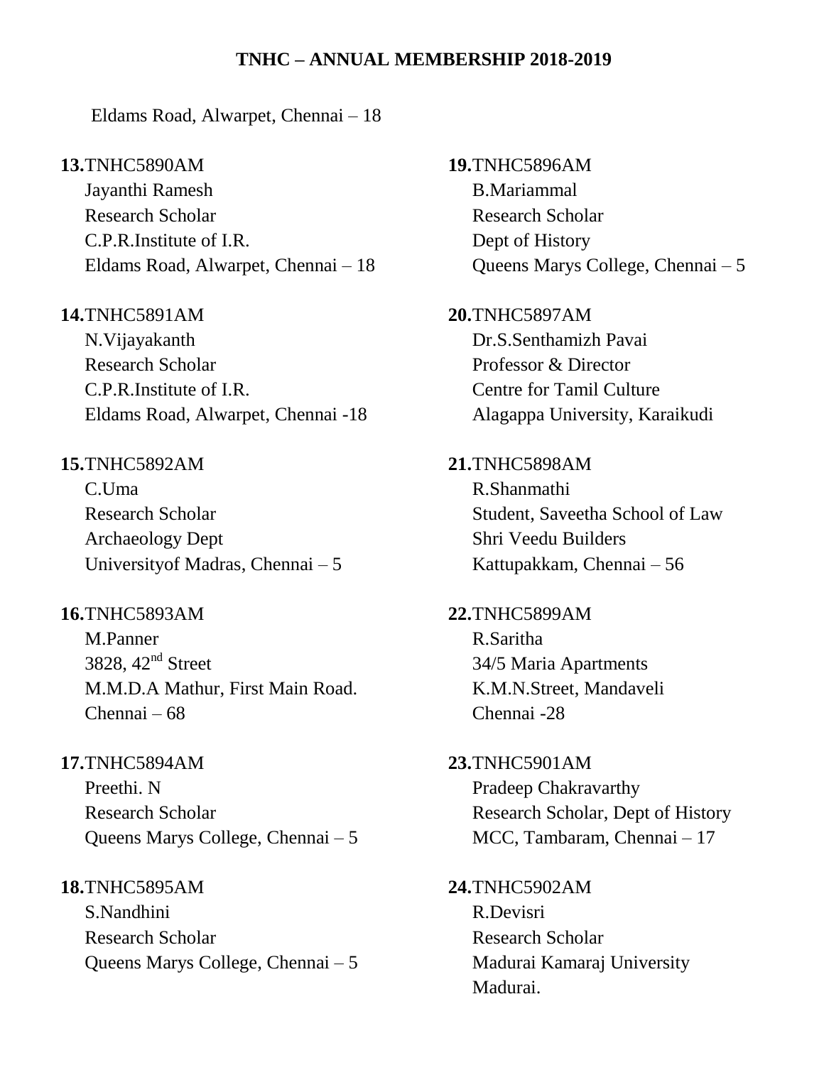Eldams Road, Alwarpet, Chennai – 18

**13.**TNHC5890AM
Jayanthi Ramesh
Research Scholar
C.P.R.Institute of I.R.
Eldams Road, Alwarpet, Chennai – 18

**14.**TNHC5891AM
N.Vijayakanth
Research Scholar
C.P.R.Institute of I.R.
Eldams Road, Alwarpet, Chennai -18

**15.**TNHC5892AM
C.Uma
Research Scholar
Archaeology Dept
Universityof Madras, Chennai – 5

**16.**TNHC5893AM
M.Panner
3828, 42nd Street
M.M.D.A Mathur, First Main Road.
Chennai – 68

**17.**TNHC5894AM
Preethi. N
Research Scholar
Queens Marys College, Chennai – 5

**18.**TNHC5895AM
S.Nandhini
Research Scholar
Queens Marys College, Chennai – 5

**19.**TNHC5896AM
B.Mariammal
Research Scholar
Dept of History
Queens Marys College, Chennai – 5

**20.**TNHC5897AM
Dr.S.Senthamizh Pavai
Professor & Director
Centre for Tamil Culture
Alagappa University, Karaikudi

**21.**TNHC5898AM
R.Shanmathi
Student, Saveetha School of Law
Shri Veedu Builders
Kattupakkam, Chennai – 56

**22.**TNHC5899AM
R.Saritha
34/5 Maria Apartments
K.M.N.Street, Mandaveli
Chennai -28

**23.**TNHC5901AM
Pradeep Chakravarthy
Research Scholar, Dept of History
MCC, Tambaram, Chennai – 17

**24.**TNHC5902AM
R.Devisri
Research Scholar
Madurai Kamaraj University
Madurai.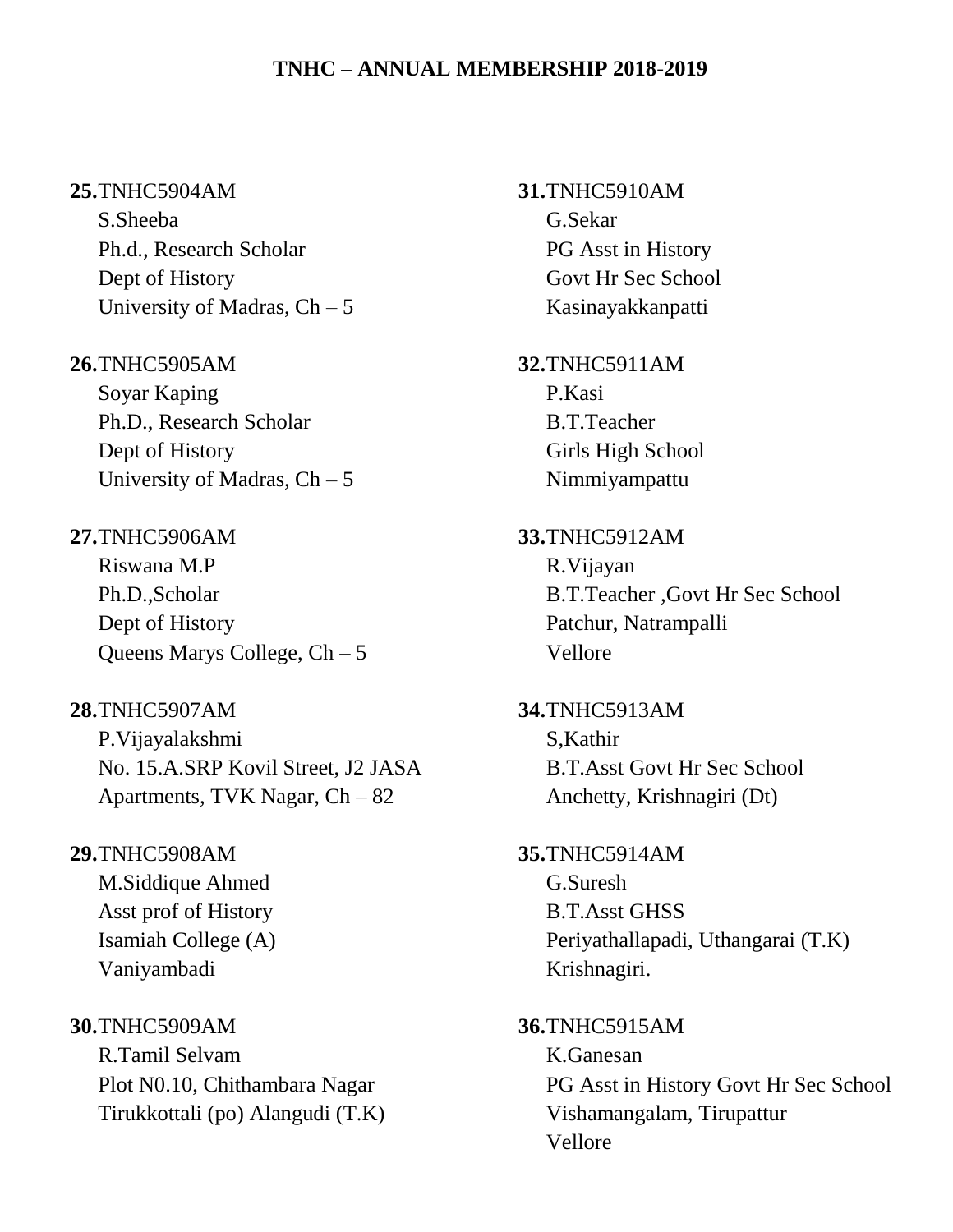**TNHC – ANNUAL MEMBERSHIP 2018-2019**

**25.**TNHC5904AM
S.Sheeba
Ph.d., Research Scholar
Dept of History
University of Madras, Ch – 5

**26.**TNHC5905AM
Soyar Kaping
Ph.D., Research Scholar
Dept of History
University of Madras, Ch – 5

**27.**TNHC5906AM
Riswana M.P
Ph.D.,Scholar
Dept of History
Queens Marys College, Ch – 5

**28.**TNHC5907AM
P.Vijayalakshmi
No. 15.A.SRP Kovil Street, J2 JASA
Apartments, TVK Nagar, Ch – 82

**29.**TNHC5908AM
M.Siddique Ahmed
Asst prof of History
Isamiah College (A)
Vaniyambadi

**30.**TNHC5909AM
R.Tamil Selvam
Plot N0.10, Chithambara Nagar
Tirukkottali (po) Alangudi (T.K)

**31.**TNHC5910AM
G.Sekar
PG Asst in History
Govt Hr Sec School
Kasinayakkanpatti

**32.**TNHC5911AM
P.Kasi
B.T.Teacher
Girls High School
Nimmiyampattu

**33.**TNHC5912AM
R.Vijayan
B.T.Teacher ,Govt Hr Sec School
Patchur, Natrampalli
Vellore

**34.**TNHC5913AM
S,Kathir
B.T.Asst Govt Hr Sec School
Anchetty, Krishnagiri (Dt)

**35.**TNHC5914AM
G.Suresh
B.T.Asst GHSS
Periyathallapadi, Uthangarai (T.K)
Krishnagiri.

**36.**TNHC5915AM
K.Ganesan
PG Asst in History Govt Hr Sec School
Vishamangalam, Tirupattur
Vellore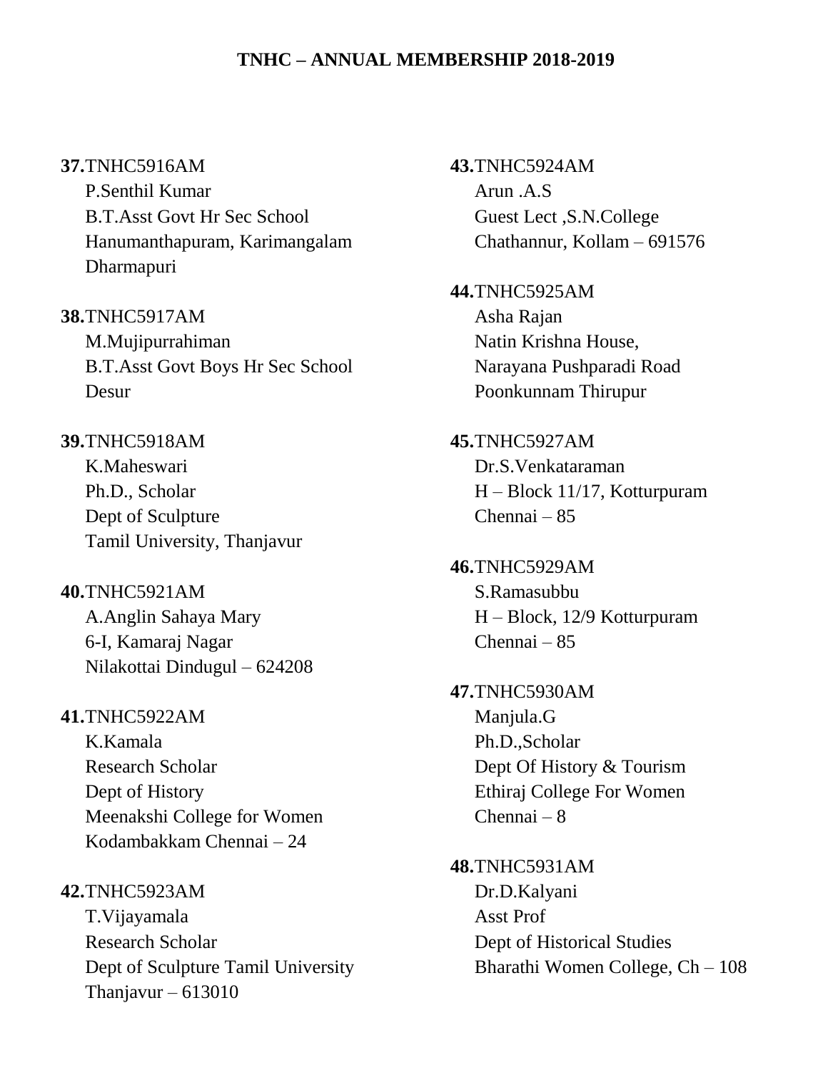**TNHC – ANNUAL MEMBERSHIP 2018-2019**

**37.** TNHC5916AM
P.Senthil Kumar
B.T.Asst Govt Hr Sec School
Hanumanthapuram, Karimangalam
Dharmapuri

**38.** TNHC5917AM
M.Mujipurrahiman
B.T.Asst Govt Boys Hr Sec School
Desur

**39.** TNHC5918AM
K.Maheswari
Ph.D., Scholar
Dept of Sculpture
Tamil University, Thanjavur

**40.** TNHC5921AM
A.Anglin Sahaya Mary
6-I, Kamaraj Nagar
Nilakottai Dindugul – 624208

**41.** TNHC5922AM
K.Kamala
Research Scholar
Dept of History
Meenakshi College for Women
Kodambakkam Chennai – 24

**42.** TNHC5923AM
T.Vijayamala
Research Scholar
Dept of Sculpture Tamil University
Thanjavur – 613010

**43.** TNHC5924AM
Arun .A.S
Guest Lect ,S.N.College
Chathannur, Kollam – 691576

**44.** TNHC5925AM
Asha Rajan
Natin Krishna House,
Narayana Pushparadi Road
Poonkunnam Thirupur

**45.** TNHC5927AM
Dr.S.Venkataraman
H – Block 11/17, Kotturpuram
Chennai – 85

**46.** TNHC5929AM
S.Ramasubbu
H – Block, 12/9 Kotturpuram
Chennai – 85

**47.** TNHC5930AM
Manjula.G
Ph.D.,Scholar
Dept Of History & Tourism
Ethiraj College For Women
Chennai – 8

**48.** TNHC5931AM
Dr.D.Kalyani
Asst Prof
Dept of Historical Studies
Bharathi Women College, Ch – 108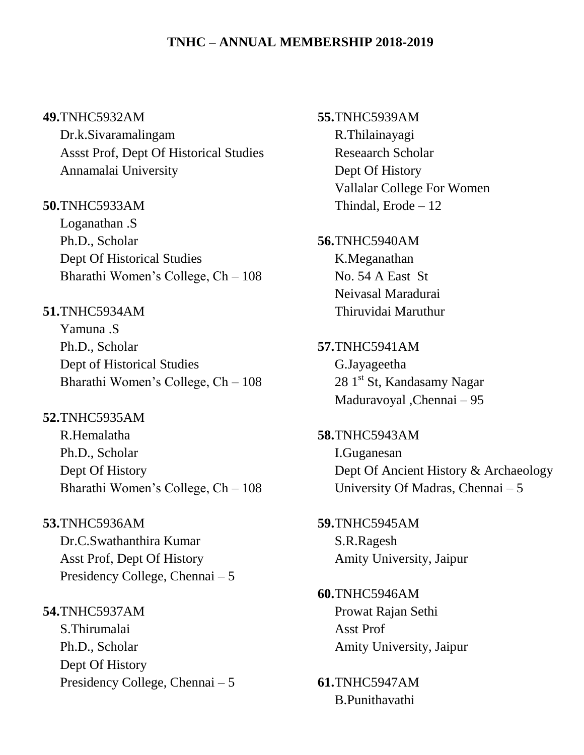**TNHC – ANNUAL MEMBERSHIP 2018-2019**

**49.**TNHC5932AM
Dr.k.Sivaramalingam
Assst Prof, Dept Of Historical Studies
Annamalai University

**50.**TNHC5933AM
Loganathan .S
Ph.D., Scholar
Dept Of Historical Studies
Bharathi Women's College, Ch – 108

**51.**TNHC5934AM
Yamuna .S
Ph.D., Scholar
Dept of Historical Studies
Bharathi Women's College, Ch – 108

**52.**TNHC5935AM
R.Hemalatha
Ph.D., Scholar
Dept Of History
Bharathi Women's College, Ch – 108

**53.**TNHC5936AM
Dr.C.Swathanthira Kumar
Asst Prof, Dept Of History
Presidency College, Chennai – 5

**54.**TNHC5937AM
S.Thirumalai
Ph.D., Scholar
Dept Of History
Presidency College, Chennai – 5

**55.**TNHC5939AM
R.Thilainayagi
Reseaarch Scholar
Dept Of History
Vallalar College For Women
Thindal, Erode – 12

**56.**TNHC5940AM
K.Meganathan
No. 54 A East St
Neivasal Maradurai
Thiruvidai Maruthur

**57.**TNHC5941AM
G.Jayageetha
28 1st St, Kandasamy Nagar
Maduravoyal ,Chennai – 95

**58.**TNHC5943AM
I.Guganesan
Dept Of Ancient History & Archaeology
University Of Madras, Chennai – 5

**59.**TNHC5945AM
S.R.Ragesh
Amity University, Jaipur

**60.**TNHC5946AM
Prowat Rajan Sethi
Asst Prof
Amity University, Jaipur

**61.**TNHC5947AM
B.Punithavathi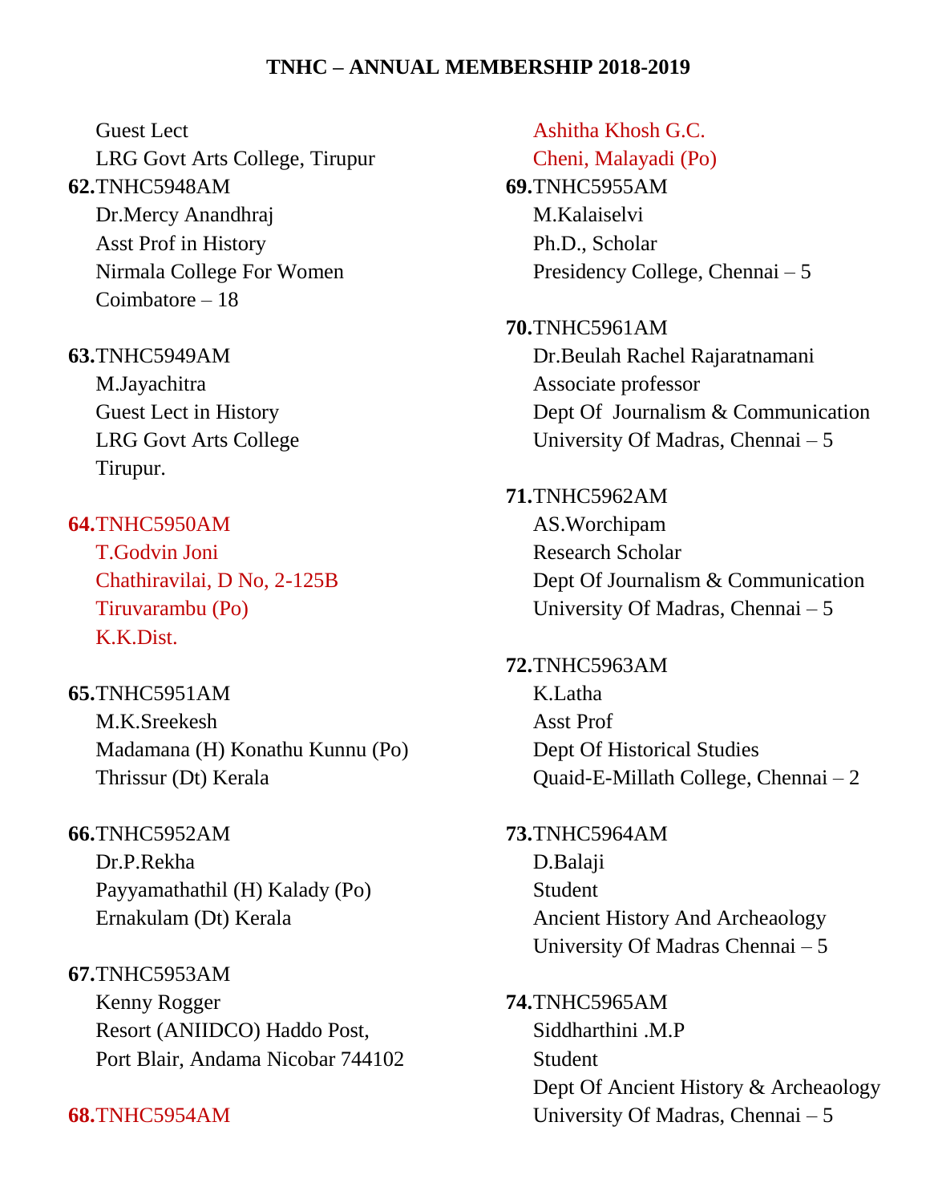Guest Lect
LRG Govt Arts College, Tirupur

**62.** TNHC5948AM
Dr.Mercy Anandhraj
Asst Prof in History
Nirmala College For Women
Coimbatore – 18

**63.** TNHC5949AM
M.Jayachitra
Guest Lect in History
LRG Govt Arts College
Tirupur.

**64.** TNHC5950AM
T.Godvin Joni
Chathiravilai, D No, 2-125B
Tiruvarambu (Po)
K.K.Dist.

**65.** TNHC5951AM
M.K.Sreekesh
Madamana (H) Konathu Kunnu (Po)
Thrissur (Dt) Kerala

**66.** TNHC5952AM
Dr.P.Rekha
Payyamathathil (H) Kalady (Po)
Ernakulam (Dt) Kerala

**67.** TNHC5953AM
Kenny Rogger
Resort (ANIIDCO) Haddo Post,
Port Blair, Andama Nicobar 744102

**68.** TNHC5954AM
Ashitha Khosh G.C.
Cheni, Malayadi (Po)

**69.** TNHC5955AM
M.Kalaiselvi
Ph.D., Scholar
Presidency College, Chennai – 5

**70.** TNHC5961AM
Dr.Beulah Rachel Rajaratnamani
Associate professor
Dept Of Journalism & Communication
University Of Madras, Chennai – 5

**71.** TNHC5962AM
AS.Worchipam
Research Scholar
Dept Of Journalism & Communication
University Of Madras, Chennai – 5

**72.** TNHC5963AM
K.Latha
Asst Prof
Dept Of Historical Studies
Quaid-E-Millath College, Chennai – 2

**73.** TNHC5964AM
D.Balaji
Student
Ancient History And Archeaology
University Of Madras Chennai – 5

**74.** TNHC5965AM
Siddharthini .M.P
Student
Dept Of Ancient History & Archeaology
University Of Madras, Chennai – 5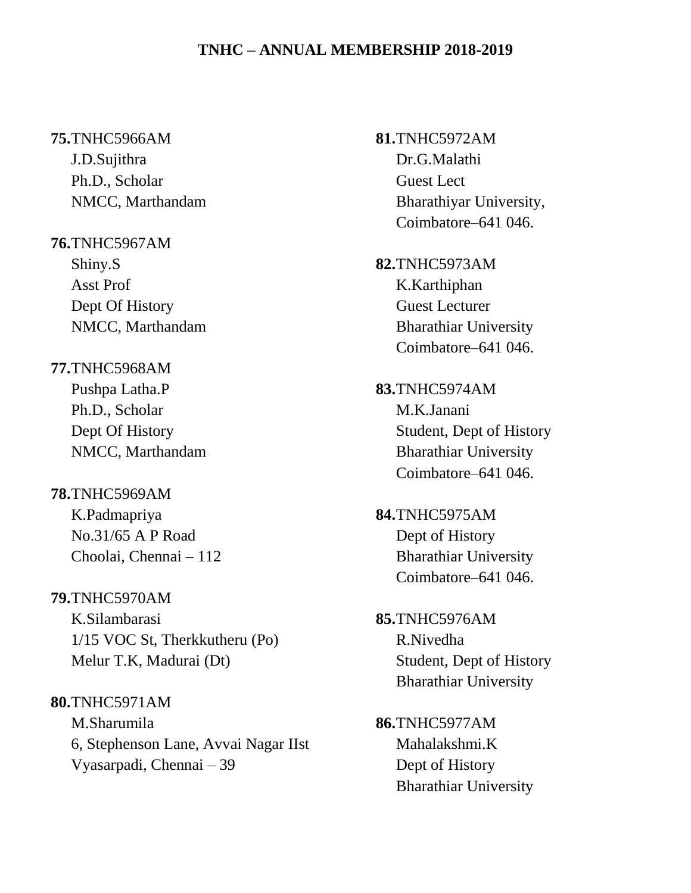**TNHC – ANNUAL MEMBERSHIP 2018-2019**

**75.**TNHC5966AM
J.D.Sujithra
Ph.D., Scholar
NMCC, Marthandam

**76.**TNHC5967AM
Shiny.S
Asst Prof
Dept Of History
NMCC, Marthandam

**77.**TNHC5968AM
Pushpa Latha.P
Ph.D., Scholar
Dept Of History
NMCC, Marthandam

**78.**TNHC5969AM
K.Padmapriya
No.31/65 A P Road
Choolai, Chennai – 112

**79.**TNHC5970AM
K.Silambarasi
1/15 VOC St, Therkkutheru (Po)
Melur T.K, Madurai (Dt)

**80.**TNHC5971AM
M.Sharumila
6, Stephenson Lane, Avvai Nagar IIst
Vyasarpadi, Chennai – 39

**81.**TNHC5972AM
Dr.G.Malathi
Guest Lect
Bharathiyar University,
Coimbatore–641 046.

**82.**TNHC5973AM
K.Karthiphan
Guest Lecturer
Bharathiar University
Coimbatore–641 046.

**83.**TNHC5974AM
M.K.Janani
Student, Dept of History
Bharathiar University
Coimbatore–641 046.

**84.**TNHC5975AM
Dept of History
Bharathiar University
Coimbatore–641 046.

**85.**TNHC5976AM
R.Nivedha
Student, Dept of History
Bharathiar University

**86.**TNHC5977AM
Mahalakshmi.K
Dept of History
Bharathiar University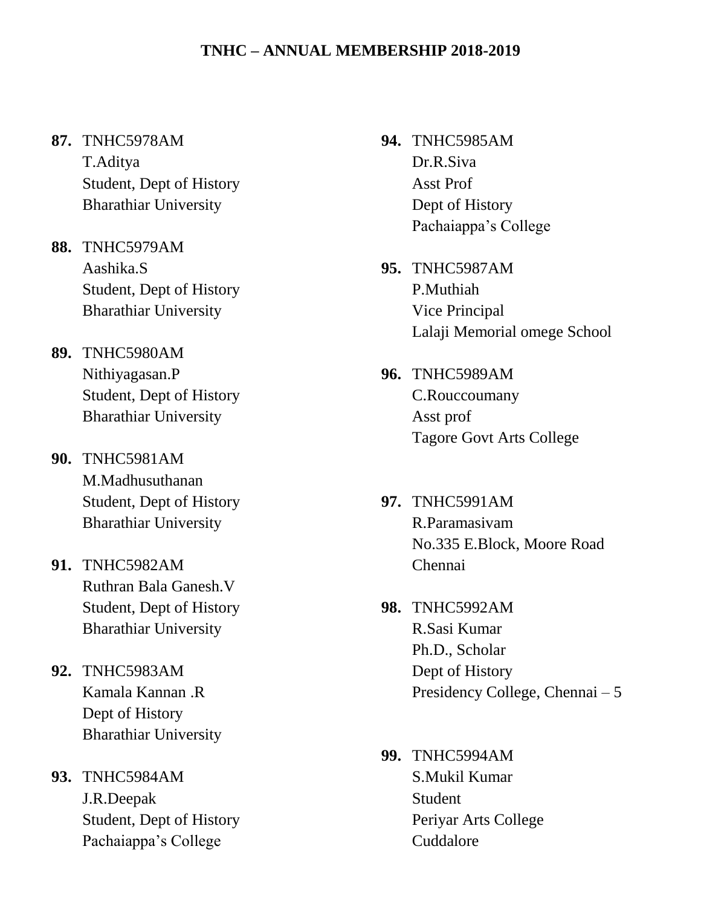## TNHC – ANNUAL MEMBERSHIP 2018-2019

**87.** TNHC5978AM
T.Aditya
Student, Dept of History
Bharathiar University

**88.** TNHC5979AM
Aashika.S
Student, Dept of History
Bharathiar University

**89.** TNHC5980AM
Nithiyagasan.P
Student, Dept of History
Bharathiar University

**90.** TNHC5981AM
M.Madhusuthanan
Student, Dept of History
Bharathiar University

**91.** TNHC5982AM
Ruthran Bala Ganesh.V
Student, Dept of History
Bharathiar University

**92.** TNHC5983AM
Kamala Kannan .R
Dept of History
Bharathiar University

**93.** TNHC5984AM
J.R.Deepak
Student, Dept of History
Pachaiappa's College

**94.** TNHC5985AM
Dr.R.Siva
Asst Prof
Dept of History
Pachaiappa's College

**95.** TNHC5987AM
P.Muthiah
Vice Principal
Lalaji Memorial omege School

**96.** TNHC5989AM
C.Rouccoumany
Asst prof
Tagore Govt Arts College

**97.** TNHC5991AM
R.Paramasivam
No.335 E.Block, Moore Road
Chennai

**98.** TNHC5992AM
R.Sasi Kumar
Ph.D., Scholar
Dept of History
Presidency College, Chennai – 5

**99.** TNHC5994AM
S.Mukil Kumar
Student
Periyar Arts College
Cuddalore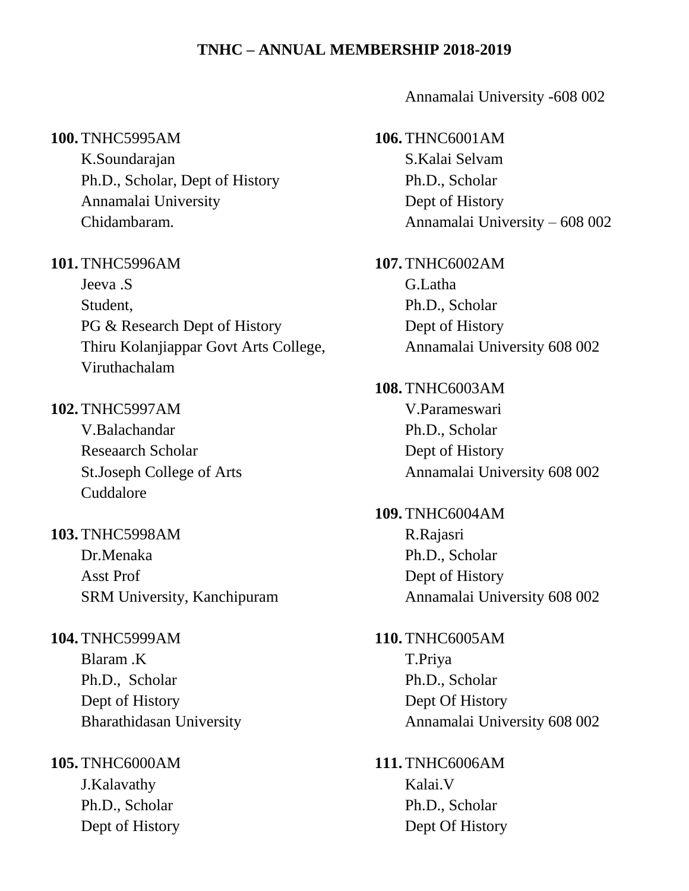**TNHC – ANNUAL MEMBERSHIP 2018-2019**

100. TNHC5995AM
K.Soundarajan
Ph.D., Scholar, Dept of History
Annamalai University
Chidambaram.

101. TNHC5996AM
Jeeva .S
Student,
PG & Research Dept of History
Thiru Kolanjiappar Govt Arts College,
Viruthachalam

102. TNHC5997AM
V.Balachandar
Reseaarch Scholar
St.Joseph College of Arts
Cuddalore

103. TNHC5998AM
Dr.Menaka
Asst Prof
SRM University, Kanchipuram

104. TNHC5999AM
Blaram .K
Ph.D., Scholar
Dept of History
Bharathidasan University

105. TNHC6000AM
J.Kalavathy
Ph.D., Scholar
Dept of History
Annamalai University -608 002

106. THNC6001AM
S.Kalai Selvam
Ph.D., Scholar
Dept of History
Annamalai University – 608 002

107. TNHC6002AM
G.Latha
Ph.D., Scholar
Dept of History
Annamalai University 608 002

108. TNHC6003AM
V.Parameswari
Ph.D., Scholar
Dept of History
Annamalai University 608 002

109. TNHC6004AM
R.Rajasri
Ph.D., Scholar
Dept of History
Annamalai University 608 002

110. TNHC6005AM
T.Priya
Ph.D., Scholar
Dept Of History
Annamalai University 608 002

111. TNHC6006AM
Kalai.V
Ph.D., Scholar
Dept Of History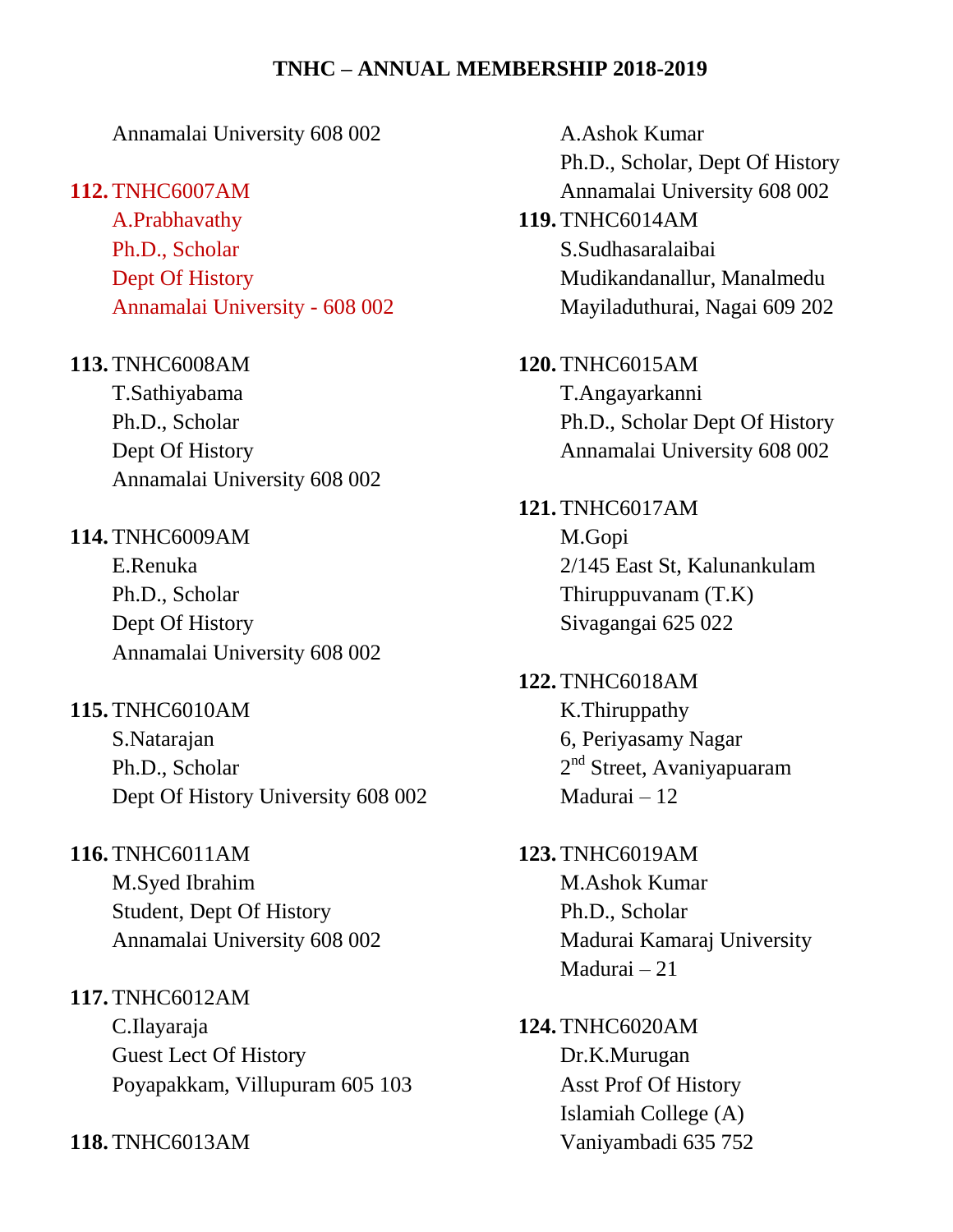**TNHC – ANNUAL MEMBERSHIP 2018-2019**

Annamalai University 608 002

**112.** TNHC6007AM
A.Prabhavathy
Ph.D., Scholar
Dept Of History
Annamalai University - 608 002

**113.** TNHC6008AM
T.Sathiyabama
Ph.D., Scholar
Dept Of History
Annamalai University 608 002

**114.** TNHC6009AM
E.Renuka
Ph.D., Scholar
Dept Of History
Annamalai University 608 002

**115.** TNHC6010AM
S.Natarajan
Ph.D., Scholar
Dept Of History University 608 002

**116.** TNHC6011AM
M.Syed Ibrahim
Student, Dept Of History
Annamalai University 608 002

**117.** TNHC6012AM
C.Ilayaraja
Guest Lect Of History
Poyapakkam, Villupuram 605 103

**118.** TNHC6013AM
A.Ashok Kumar
Ph.D., Scholar, Dept Of History
Annamalai University 608 002

**119.** TNHC6014AM
S.Sudhasaralaibai
Mudikandanallur, Manalmedu
Mayiladuthurai, Nagai 609 202

**120.** TNHC6015AM
T.Angayarkanni
Ph.D., Scholar Dept Of History
Annamalai University 608 002

**121.** TNHC6017AM
M.Gopi
2/145 East St, Kalunankulam
Thiruppuvanam (T.K)
Sivagangai 625 022

**122.** TNHC6018AM
K.Thiruppathy
6, Periyasamy Nagar
2nd Street, Avaniyapuaram
Madurai – 12

**123.** TNHC6019AM
M.Ashok Kumar
Ph.D., Scholar
Madurai Kamaraj University
Madurai – 21

**124.** TNHC6020AM
Dr.K.Murugan
Asst Prof Of History
Islamiah College (A)
Vaniyambadi 635 752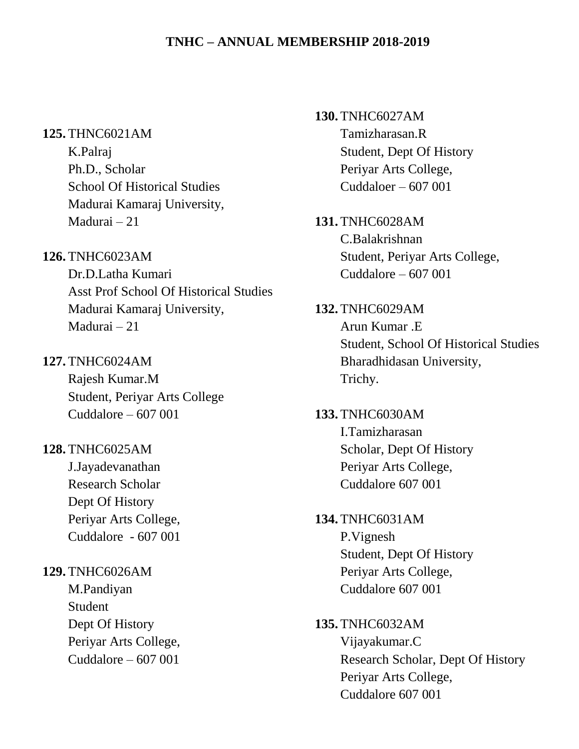**TNHC – ANNUAL MEMBERSHIP 2018-2019**

**125.** THNC6021AM
K.Palraj
Ph.D., Scholar
School Of Historical Studies
Madurai Kamaraj University,
Madurai – 21

**126.** TNHC6023AM
Dr.D.Latha Kumari
Asst Prof School Of Historical Studies
Madurai Kamaraj University,
Madurai – 21

**127.** TNHC6024AM
Rajesh Kumar.M
Student, Periyar Arts College
Cuddalore – 607 001

**128.** TNHC6025AM
J.Jayadevanathan
Research Scholar
Dept Of History
Periyar Arts College,
Cuddalore - 607 001

**129.** TNHC6026AM
M.Pandiyan
Student
Dept Of History
Periyar Arts College,
Cuddalore – 607 001

**130.** TNHC6027AM
Tamizharasan.R
Student, Dept Of History
Periyar Arts College,
Cuddaloer – 607 001

**131.** TNHC6028AM
C.Balakrishnan
Student, Periyar Arts College,
Cuddalore – 607 001

**132.** TNHC6029AM
Arun Kumar .E
Student, School Of Historical Studies
Bharadhidasan University,
Trichy.

**133.** TNHC6030AM
I.Tamizharasan
Scholar, Dept Of History
Periyar Arts College,
Cuddalore 607 001

**134.** TNHC6031AM
P.Vignesh
Student, Dept Of History
Periyar Arts College,
Cuddalore 607 001

**135.** TNHC6032AM
Vijayakumar.C
Research Scholar, Dept Of History
Periyar Arts College,
Cuddalore 607 001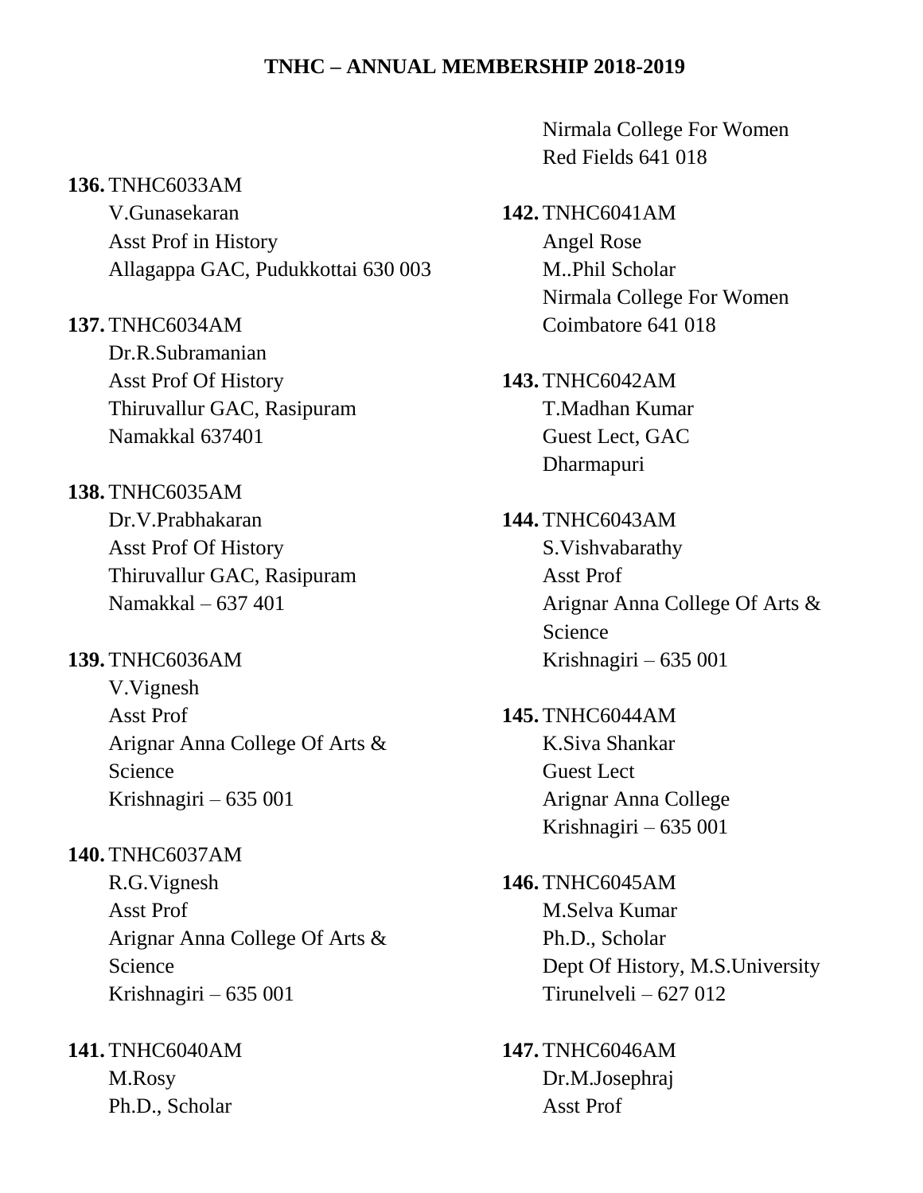**TNHC – ANNUAL MEMBERSHIP 2018-2019**

**136.** TNHC6033AM
V.Gunasekaran
Asst Prof in History
Allagappa GAC, Pudukkottai 630 003

**137.** TNHC6034AM
Dr.R.Subramanian
Asst Prof Of History
Thiruvallur GAC, Rasipuram
Namakkal 637401

**138.** TNHC6035AM
Dr.V.Prabhakaran
Asst Prof Of History
Thiruvallur GAC, Rasipuram
Namakkal – 637 401

**139.** TNHC6036AM
V.Vignesh
Asst Prof
Arignar Anna College Of Arts & Science
Krishnagiri – 635 001

**140.** TNHC6037AM
R.G.Vignesh
Asst Prof
Arignar Anna College Of Arts & Science
Krishnagiri – 635 001

**141.** TNHC6040AM
M.Rosy
Ph.D., Scholar
Nirmala College For Women
Red Fields 641 018

**142.** TNHC6041AM
Angel Rose
M..Phil Scholar
Nirmala College For Women
Coimbatore 641 018

**143.** TNHC6042AM
T.Madhan Kumar
Guest Lect, GAC
Dharmapuri

**144.** TNHC6043AM
S.Vishvabarathy
Asst Prof
Arignar Anna College Of Arts & Science
Krishnagiri – 635 001

**145.** TNHC6044AM
K.Siva Shankar
Guest Lect
Arignar Anna College
Krishnagiri – 635 001

**146.** TNHC6045AM
M.Selva Kumar
Ph.D., Scholar
Dept Of History, M.S.University
Tirunelveli – 627 012

**147.** TNHC6046AM
Dr.M.Josephraj
Asst Prof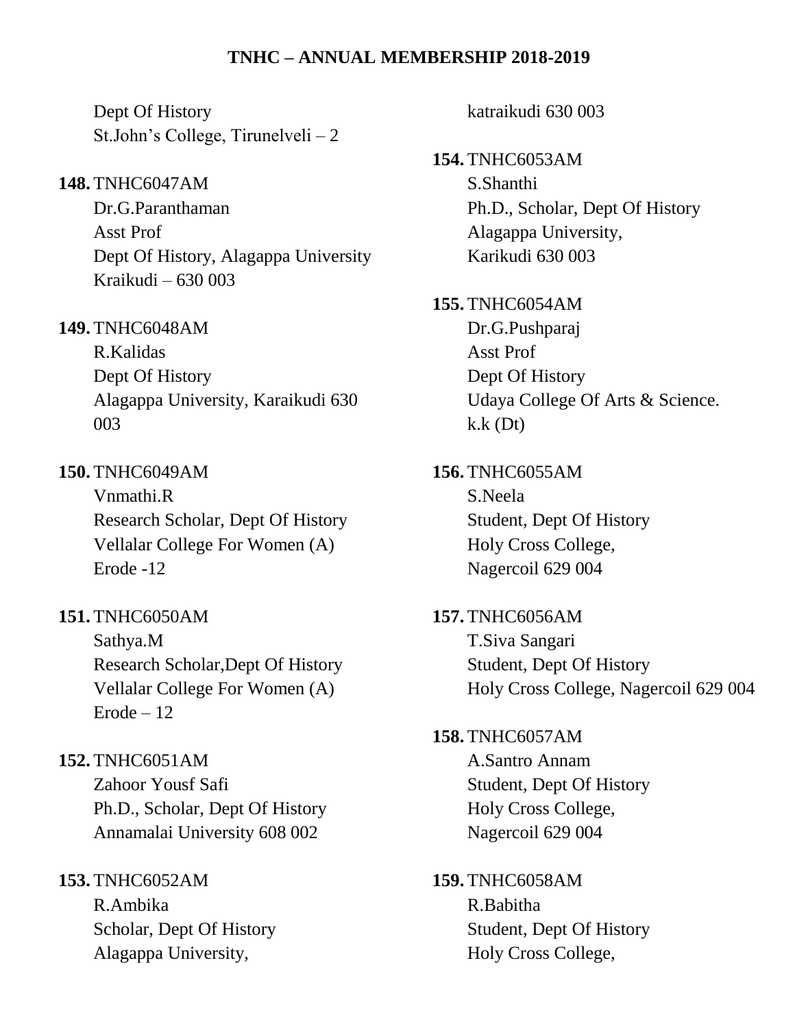Dept Of History
St.John's College, Tirunelveli – 2

**148.** TNHC6047AM
Dr.G.Paranthaman
Asst Prof
Dept Of History, Alagappa University
Kraikudi – 630 003

**149.** TNHC6048AM
R.Kalidas
Dept Of History
Alagappa University, Karaikudi 630 003

**150.** TNHC6049AM
Vnmathi.R
Research Scholar, Dept Of History
Vellalar College For Women (A)
Erode -12

**151.** TNHC6050AM
Sathya.M
Research Scholar,Dept Of History
Vellalar College For Women (A)
Erode – 12

**152.** TNHC6051AM
Zahoor Yousf Safi
Ph.D., Scholar, Dept Of History
Annamalai University 608 002

**153.** TNHC6052AM
R.Ambika
Scholar, Dept Of History
Alagappa University,
katraikudi 630 003

**154.** TNHC6053AM
S.Shanthi
Ph.D., Scholar, Dept Of History
Alagappa University,
Karikudi 630 003

**155.** TNHC6054AM
Dr.G.Pushparaj
Asst Prof
Dept Of History
Udaya College Of Arts & Science.
k.k (Dt)

**156.** TNHC6055AM
S.Neela
Student, Dept Of History
Holy Cross College,
Nagercoil 629 004

**157.** TNHC6056AM
T.Siva Sangari
Student, Dept Of History
Holy Cross College, Nagercoil 629 004

**158.** TNHC6057AM
A.Santro Annam
Student, Dept Of History
Holy Cross College,
Nagercoil 629 004

**159.** TNHC6058AM
R.Babitha
Student, Dept Of History
Holy Cross College,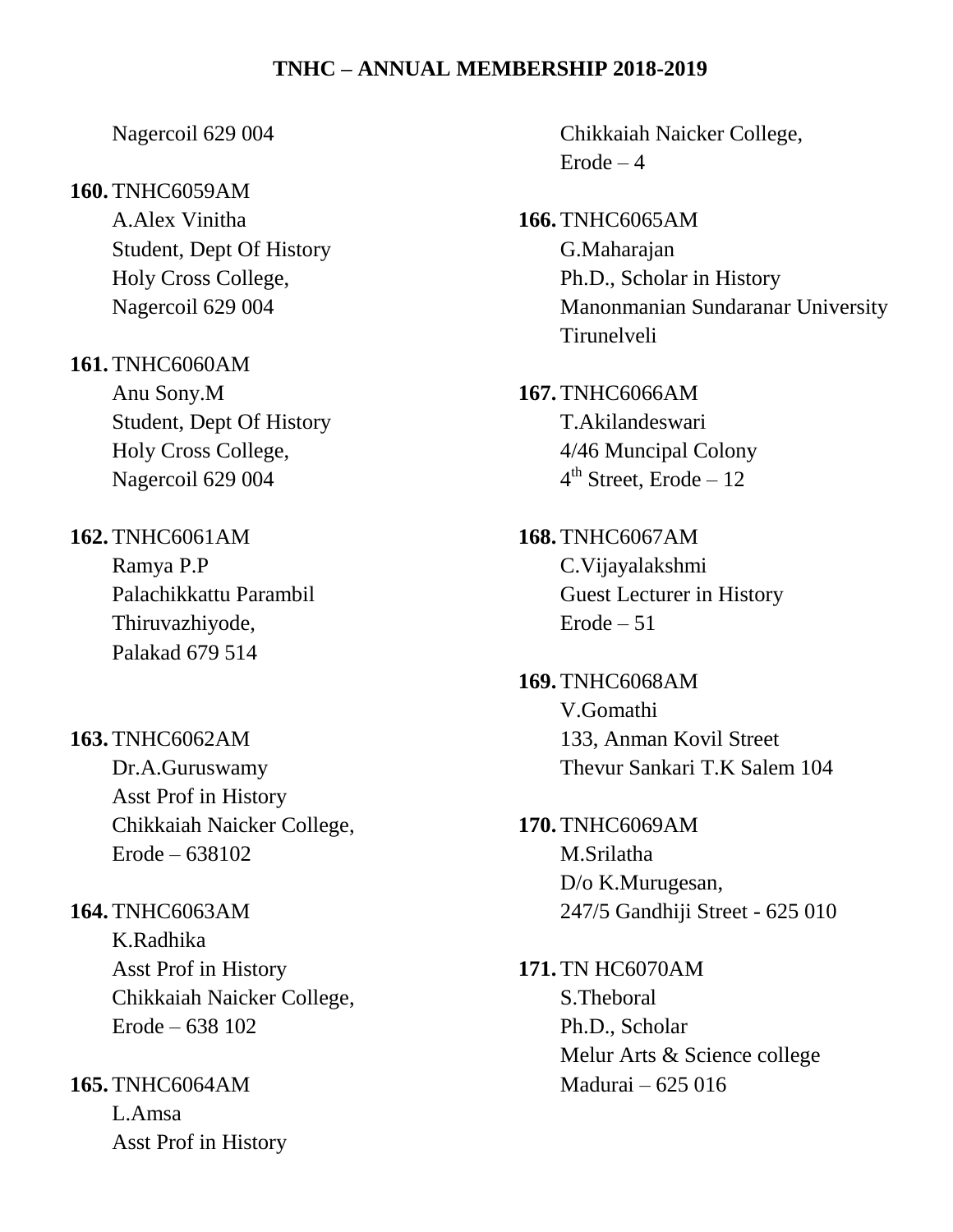Nagercoil 629 004

**160.** TNHC6059AM
A.Alex Vinitha
Student, Dept Of History
Holy Cross College,
Nagercoil 629 004

**161.** TNHC6060AM
Anu Sony.M
Student, Dept Of History
Holy Cross College,
Nagercoil 629 004

**162.** TNHC6061AM
Ramya P.P
Palachikkattu Parambil
Thiruvazhiyode,
Palakad 679 514

**163.** TNHC6062AM
Dr.A.Guruswamy
Asst Prof in History
Chikkaiah Naicker College,
Erode – 638102

**164.** TNHC6063AM
K.Radhika
Asst Prof in History
Chikkaiah Naicker College,
Erode – 638 102

**165.** TNHC6064AM
L.Amsa
Asst Prof in History
Chikkaiah Naicker College,
Erode – 4

**166.** TNHC6065AM
G.Maharajan
Ph.D., Scholar in History
Manonmanian Sundaranar University
Tirunelveli

**167.** TNHC6066AM
T.Akilandeswari
4/46 Muncipal Colony
4th Street, Erode – 12

**168.** TNHC6067AM
C.Vijayalakshmi
Guest Lecturer in History
Erode – 51

**169.** TNHC6068AM
V.Gomathi
133, Anman Kovil Street
Thevur Sankari T.K Salem 104

**170.** TNHC6069AM
M.Srilatha
D/o K.Murugesan,
247/5 Gandhiji Street - 625 010

**171.** TN HC6070AM
S.Theboral
Ph.D., Scholar
Melur Arts & Science college
Madurai – 625 016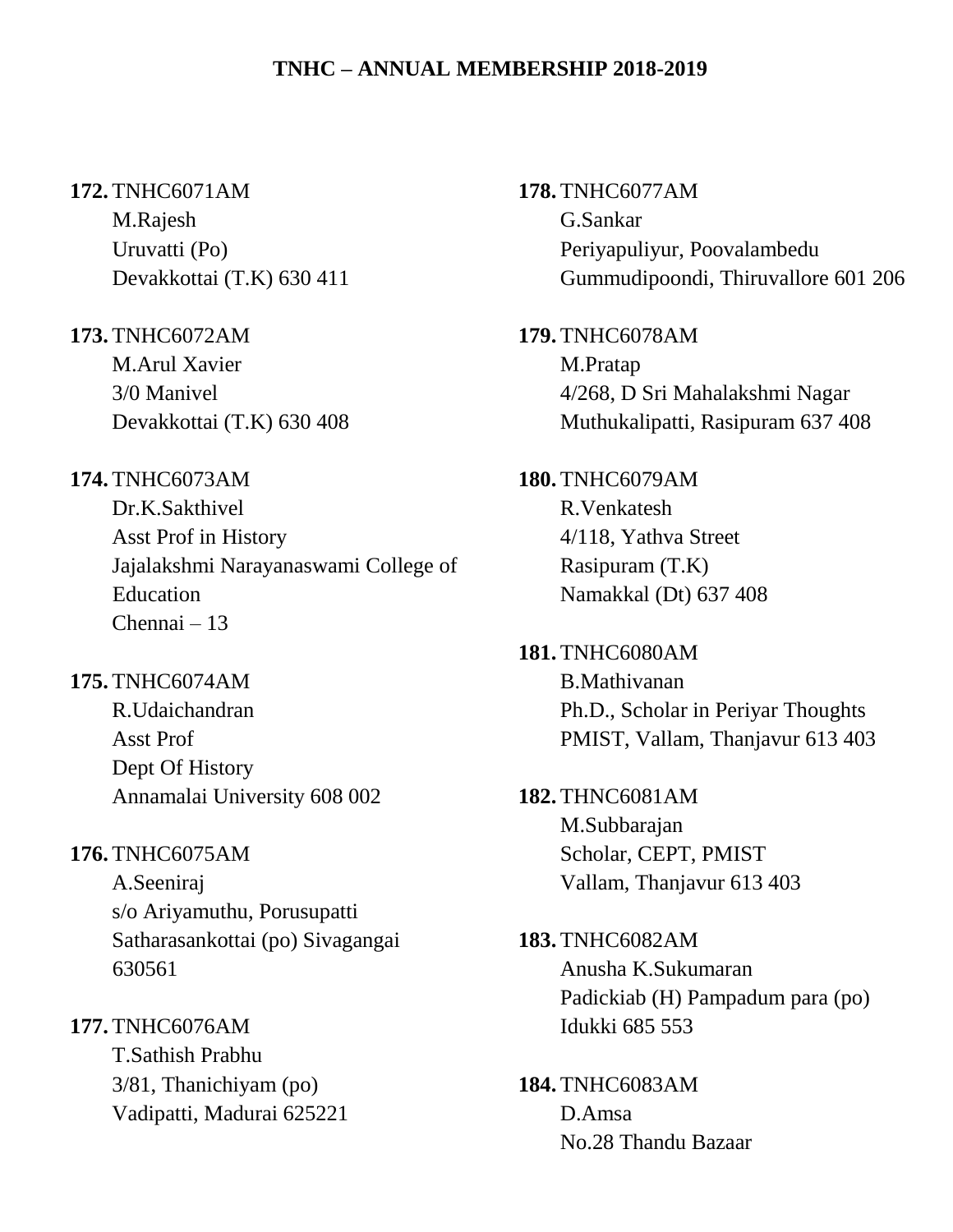**TNHC – ANNUAL MEMBERSHIP 2018-2019**

**172.** TNHC6071AM
M.Rajesh
Uruvatti (Po)
Devakkottai (T.K) 630 411

**173.** TNHC6072AM
M.Arul Xavier
3/0 Manivel
Devakkottai (T.K) 630 408

**174.** TNHC6073AM
Dr.K.Sakthivel
Asst Prof in History
Jajalakshmi Narayanaswami College of Education
Chennai – 13

**175.** TNHC6074AM
R.Udaichandran
Asst Prof
Dept Of History
Annamalai University 608 002

**176.** TNHC6075AM
A.Seeniraj
s/o Ariyamuthu, Porusupatti
Satharasankottai (po) Sivagangai 630561

**177.** TNHC6076AM
T.Sathish Prabhu
3/81, Thanichiyam (po)
Vadipatti, Madurai 625221

**178.** TNHC6077AM
G.Sankar
Periyapuliyur, Poovalambedu
Gummudipoondi, Thiruvallore 601 206

**179.** TNHC6078AM
M.Pratap
4/268, D Sri Mahalakshmi Nagar
Muthukalipatti, Rasipuram 637 408

**180.** TNHC6079AM
R.Venkatesh
4/118, Yathva Street
Rasipuram (T.K)
Namakkal (Dt) 637 408

**181.** TNHC6080AM
B.Mathivanan
Ph.D., Scholar in Periyar Thoughts
PMIST, Vallam, Thanjavur 613 403

**182.** THNC6081AM
M.Subbarajan
Scholar, CEPT, PMIST
Vallam, Thanjavur 613 403

**183.** TNHC6082AM
Anusha K.Sukumaran
Padickiab (H) Pampadum para (po)
Idukki 685 553

**184.** TNHC6083AM
D.Amsa
No.28 Thandu Bazaar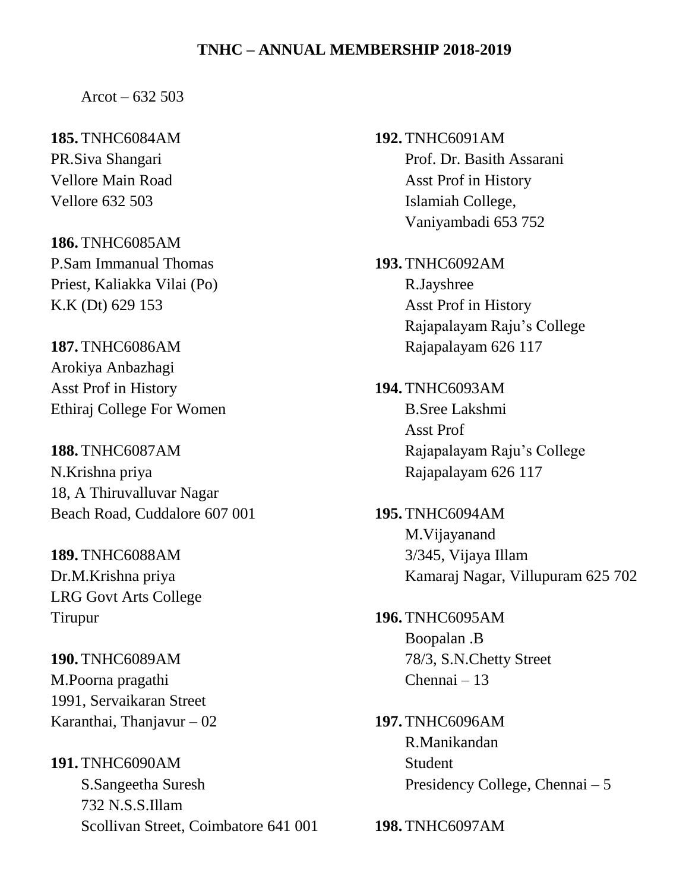Arcot – 632 503

**185.** TNHC6084AM
PR.Siva Shangari
Vellore Main Road
Vellore 632 503

**186.** TNHC6085AM
P.Sam Immanual Thomas
Priest, Kaliakka Vilai (Po)
K.K (Dt) 629 153

**187.** TNHC6086AM
Arokiya Anbazhagi
Asst Prof in History
Ethiraj College For Women

**188.** TNHC6087AM
N.Krishna priya
18, A Thiruvalluvar Nagar
Beach Road, Cuddalore 607 001

**189.** TNHC6088AM
Dr.M.Krishna priya
LRG Govt Arts College
Tirupur

**190.** TNHC6089AM
M.Poorna pragathi
1991, Servaikaran Street
Karanthai, Thanjavur – 02

**191.** TNHC6090AM
S.Sangeetha Suresh
732 N.S.S.Illam
Scollivan Street, Coimbatore 641 001

**192.** TNHC6091AM
Prof. Dr. Basith Assarani
Asst Prof in History
Islamiah College,
Vaniyambadi 653 752

**193.** TNHC6092AM
R.Jayshree
Asst Prof in History
Rajapalayam Raju's College
Rajapalayam 626 117

**194.** TNHC6093AM
B.Sree Lakshmi
Asst Prof
Rajapalayam Raju's College
Rajapalayam 626 117

**195.** TNHC6094AM
M.Vijayanand
3/345, Vijaya Illam
Kamaraj Nagar, Villupuram 625 702

**196.** TNHC6095AM
Boopalan .B
78/3, S.N.Chetty Street
Chennai – 13

**197.** TNHC6096AM
R.Manikandan
Student
Presidency College, Chennai – 5

**198.** TNHC6097AM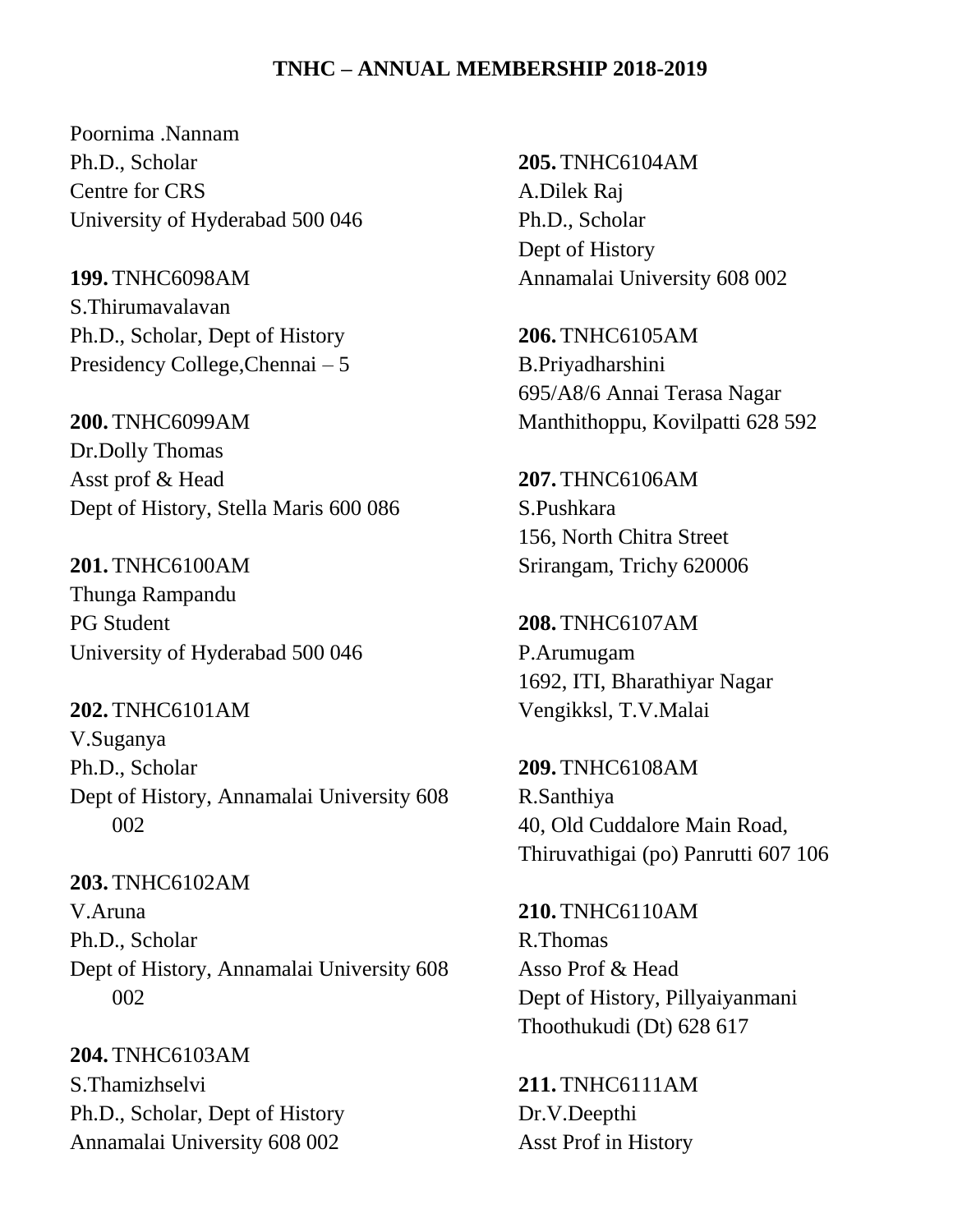## TNHC – ANNUAL MEMBERSHIP 2018-2019

Poornima .Nannam
Ph.D., Scholar
Centre for CRS
University of Hyderabad 500 046

**199.** TNHC6098AM
S.Thirumavalavan
Ph.D., Scholar, Dept of History
Presidency College,Chennai – 5

**200.** TNHC6099AM
Dr.Dolly Thomas
Asst prof & Head
Dept of History, Stella Maris 600 086

**201.** TNHC6100AM
Thunga Rampandu
PG Student
University of Hyderabad 500 046

**202.** TNHC6101AM
V.Suganya
Ph.D., Scholar
Dept of History, Annamalai University 608 002

**203.** TNHC6102AM
V.Aruna
Ph.D., Scholar
Dept of History, Annamalai University 608 002

**204.** TNHC6103AM
S.Thamizhselvi
Ph.D., Scholar, Dept of History
Annamalai University 608 002

**205.** TNHC6104AM
A.Dilek Raj
Ph.D., Scholar
Dept of History
Annamalai University 608 002

**206.** TNHC6105AM
B.Priyadharshini
695/A8/6 Annai Terasa Nagar
Manthithoppu, Kovilpatti 628 592

**207.** THNC6106AM
S.Pushkara
156, North Chitra Street
Srirangam, Trichy 620006

**208.** TNHC6107AM
P.Arumugam
1692, ITI, Bharathiyar Nagar
Vengikksl, T.V.Malai

**209.** TNHC6108AM
R.Santhiya
40, Old Cuddalore Main Road,
Thiruvathigai (po) Panrutti 607 106

**210.** TNHC6110AM
R.Thomas
Asso Prof & Head
Dept of History, Pillyaiyanmani
Thoothukudi (Dt) 628 617

**211.** TNHC6111AM
Dr.V.Deepthi
Asst Prof in History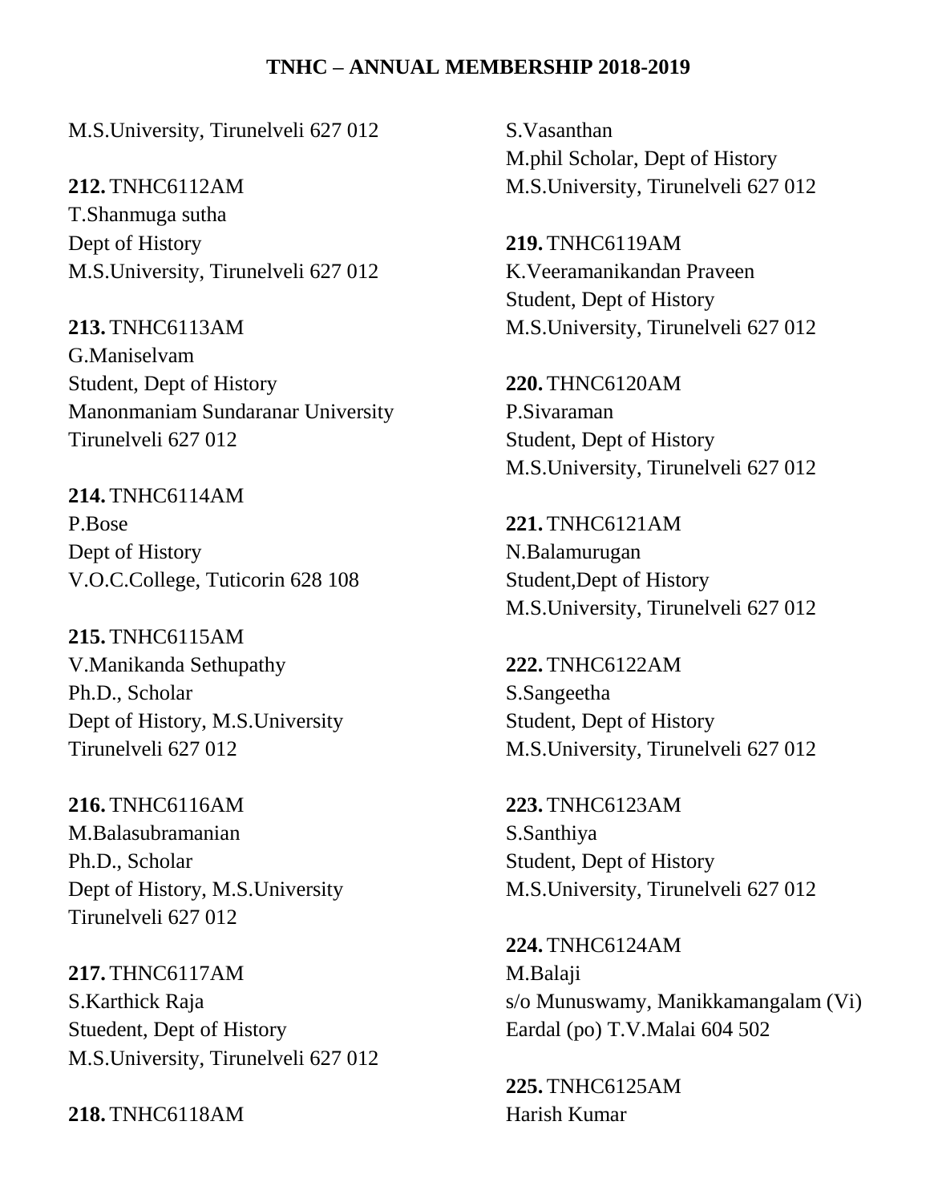M.S.University, Tirunelveli 627 012

**212.** TNHC6112AM
T.Shanmuga sutha
Dept of History
M.S.University, Tirunelveli 627 012

**213.** TNHC6113AM
G.Maniselvam
Student, Dept of History
Manonmaniam Sundaranar University
Tirunelveli 627 012

**214.** TNHC6114AM
P.Bose
Dept of History
V.O.C.College, Tuticorin 628 108

**215.** TNHC6115AM
V.Manikanda Sethupathy
Ph.D., Scholar
Dept of History, M.S.University
Tirunelveli 627 012

**216.** TNHC6116AM
M.Balasubramanian
Ph.D., Scholar
Dept of History, M.S.University
Tirunelveli 627 012

**217.** THNC6117AM
S.Karthick Raja
Stuedent, Dept of History
M.S.University, Tirunelveli 627 012

**218.** TNHC6118AM
S.Vasanthan
M.phil Scholar, Dept of History
M.S.University, Tirunelveli 627 012

**219.** TNHC6119AM
K.Veeramanikandan Praveen
Student, Dept of History
M.S.University, Tirunelveli 627 012

**220.** THNC6120AM
P.Sivaraman
Student, Dept of History
M.S.University, Tirunelveli 627 012

**221.** TNHC6121AM
N.Balamurugan
Student,Dept of History
M.S.University, Tirunelveli 627 012

**222.** TNHC6122AM
S.Sangeetha
Student, Dept of History
M.S.University, Tirunelveli 627 012

**223.** TNHC6123AM
S.Santhiya
Student, Dept of History
M.S.University, Tirunelveli 627 012

**224.** TNHC6124AM
M.Balaji
s/o Munuswamy, Manikkamangalam (Vi)
Eardal (po) T.V.Malai 604 502

**225.** TNHC6125AM
Harish Kumar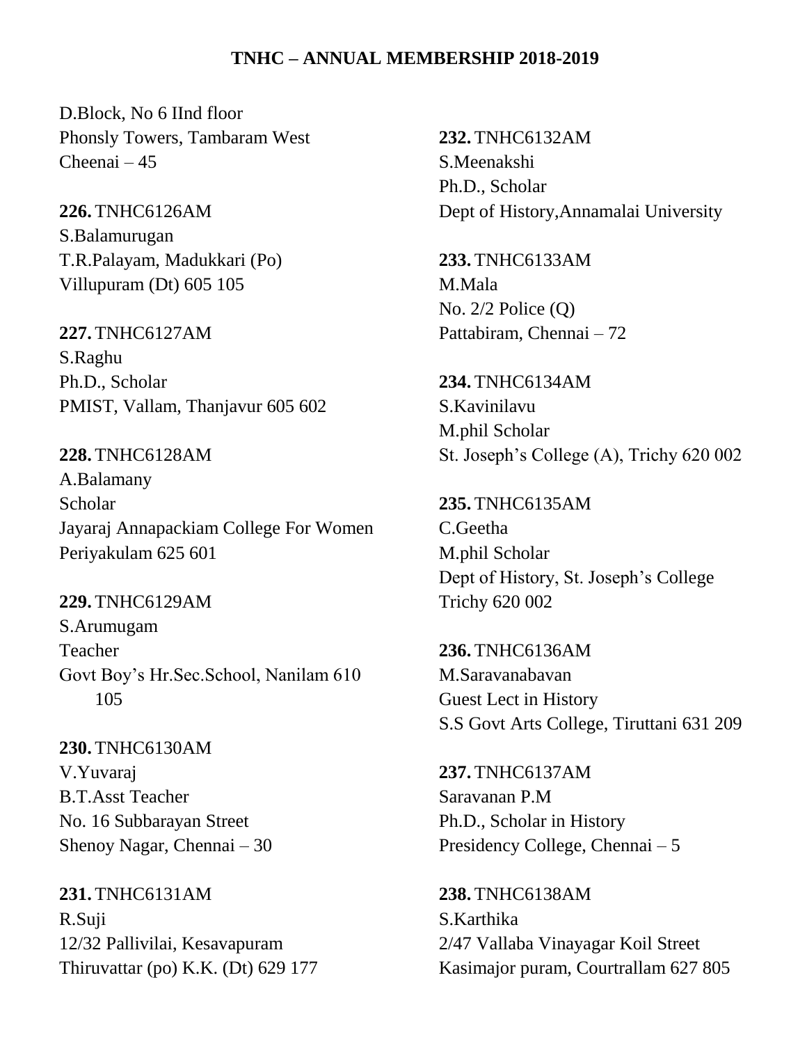# TNHC – ANNUAL MEMBERSHIP 2018-2019

D.Block, No 6 IInd floor
Phonsly Towers, Tambaram West
Cheenai – 45

**226.** TNHC6126AM
S.Balamurugan
T.R.Palayam, Madukkari (Po)
Villupuram (Dt) 605 105

**227.** TNHC6127AM
S.Raghu
Ph.D., Scholar
PMIST, Vallam, Thanjavur 605 602

**228.** TNHC6128AM
A.Balamany
Scholar
Jayaraj Annapackiam College For Women
Periyakulam 625 601

**229.** TNHC6129AM
S.Arumugam
Teacher
Govt Boy's Hr.Sec.School, Nanilam 610 105

**230.** TNHC6130AM
V.Yuvaraj
B.T.Asst Teacher
No. 16 Subbarayan Street
Shenoy Nagar, Chennai – 30

**231.** TNHC6131AM
R.Suji
12/32 Pallivilai, Kesavapuram
Thiruvattar (po) K.K. (Dt) 629 177

**232.** TNHC6132AM
S.Meenakshi
Ph.D., Scholar
Dept of History,Annamalai University

**233.** TNHC6133AM
M.Mala
No. 2/2 Police (Q)
Pattabiram, Chennai – 72

**234.** TNHC6134AM
S.Kavinilavu
M.phil Scholar
St. Joseph's College (A), Trichy 620 002

**235.** TNHC6135AM
C.Geetha
M.phil Scholar
Dept of History, St. Joseph's College
Trichy 620 002

**236.** TNHC6136AM
M.Saravanabavan
Guest Lect in History
S.S Govt Arts College, Tiruttani 631 209

**237.** TNHC6137AM
Saravanan P.M
Ph.D., Scholar in History
Presidency College, Chennai – 5

**238.** TNHC6138AM
S.Karthika
2/47 Vallaba Vinayagar Koil Street
Kasimajor puram, Courtrallam 627 805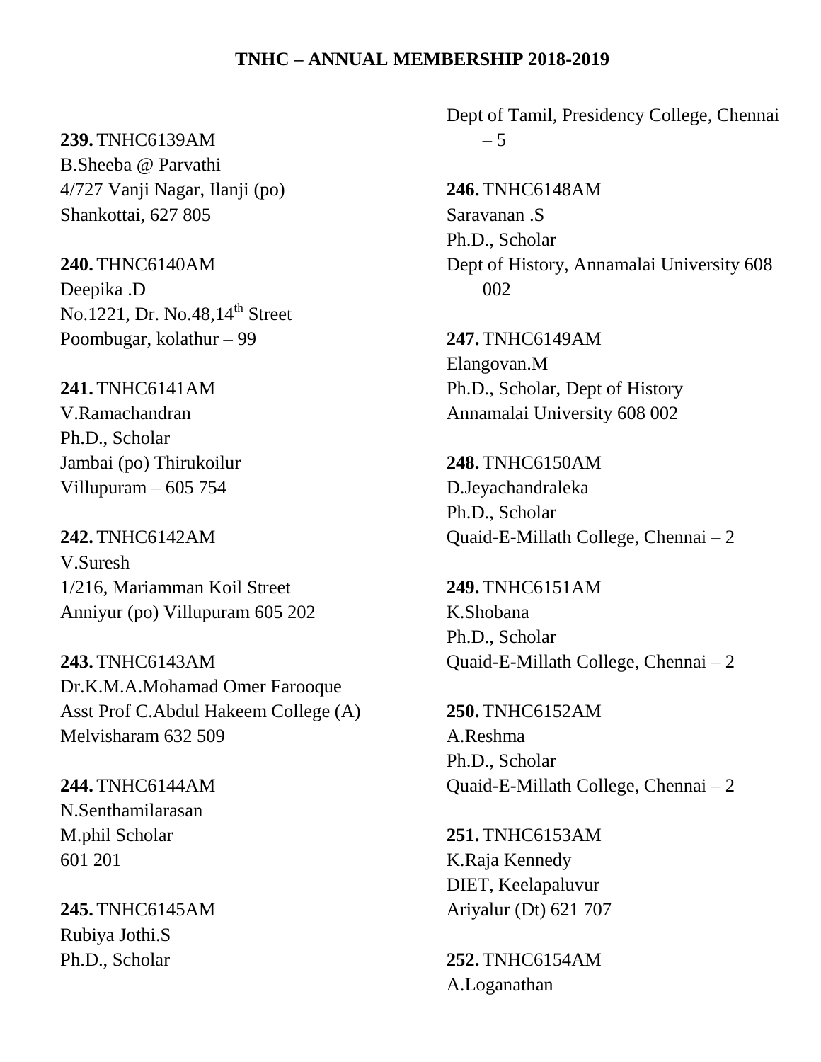## TNHC – ANNUAL MEMBERSHIP 2018-2019

**239.** TNHC6139AM
B.Sheeba @ Parvathi
4/727 Vanji Nagar, Ilanji (po)
Shankottai, 627 805

**240.** THNC6140AM
Deepika .D
No.1221, Dr. No.48,14th Street
Poombugar, kolathur – 99

**241.** TNHC6141AM
V.Ramachandran
Ph.D., Scholar
Jambai (po) Thirukoilur
Villupuram – 605 754

**242.** TNHC6142AM
V.Suresh
1/216, Mariamman Koil Street
Anniyur (po) Villupuram 605 202

**243.** TNHC6143AM
Dr.K.M.A.Mohamad Omer Farooque
Asst Prof C.Abdul Hakeem College (A)
Melvisharam 632 509

**244.** TNHC6144AM
N.Senthamilarasan
M.phil Scholar
601 201

**245.** TNHC6145AM
Rubiya Jothi.S
Ph.D., Scholar
Dept of Tamil, Presidency College, Chennai – 5

**246.** TNHC6148AM
Saravanan .S
Ph.D., Scholar
Dept of History, Annamalai University 608 002

**247.** TNHC6149AM
Elangovan.M
Ph.D., Scholar, Dept of History
Annamalai University 608 002

**248.** TNHC6150AM
D.Jeyachandraleka
Ph.D., Scholar
Quaid-E-Millath College, Chennai – 2

**249.** TNHC6151AM
K.Shobana
Ph.D., Scholar
Quaid-E-Millath College, Chennai – 2

**250.** TNHC6152AM
A.Reshma
Ph.D., Scholar
Quaid-E-Millath College, Chennai – 2

**251.** TNHC6153AM
K.Raja Kennedy
DIET, Keelapaluvur
Ariyalur (Dt) 621 707

**252.** TNHC6154AM
A.Loganathan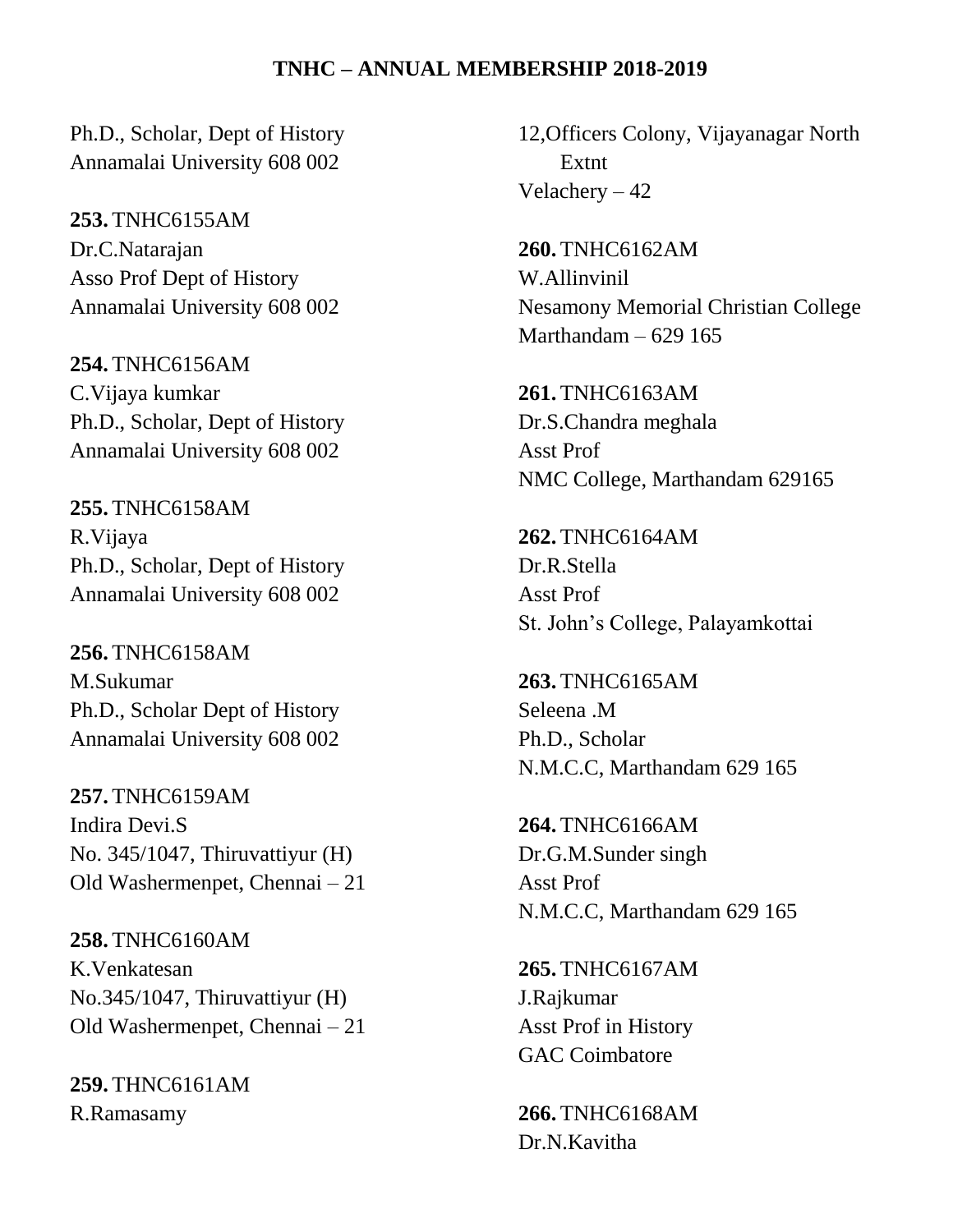## TNHC – ANNUAL MEMBERSHIP 2018-2019

Ph.D., Scholar, Dept of History
Annamalai University 608 002

**253.** TNHC6155AM
Dr.C.Natarajan
Asso Prof Dept of History
Annamalai University 608 002

**254.** TNHC6156AM
C.Vijaya kumkar
Ph.D., Scholar, Dept of History
Annamalai University 608 002

**255.** TNHC6158AM
R.Vijaya
Ph.D., Scholar, Dept of History
Annamalai University 608 002

**256.** TNHC6158AM
M.Sukumar
Ph.D., Scholar Dept of History
Annamalai University 608 002

**257.** TNHC6159AM
Indira Devi.S
No. 345/1047, Thiruvattiyur (H)
Old Washermenpet, Chennai – 21

**258.** TNHC6160AM
K.Venkatesan
No.345/1047, Thiruvattiyur (H)
Old Washermenpet, Chennai – 21

**259.** THNC6161AM
R.Ramasamy
12,Officers Colony, Vijayanagar North Extnt
Velachery – 42

**260.** TNHC6162AM
W.Allinvinil
Nesamony Memorial Christian College
Marthandam – 629 165

**261.** TNHC6163AM
Dr.S.Chandra meghala
Asst Prof
NMC College, Marthandam 629165

**262.** TNHC6164AM
Dr.R.Stella
Asst Prof
St. John's College, Palayamkottai

**263.** TNHC6165AM
Seleena .M
Ph.D., Scholar
N.M.C.C, Marthandam 629 165

**264.** TNHC6166AM
Dr.G.M.Sunder singh
Asst Prof
N.M.C.C, Marthandam 629 165

**265.** TNHC6167AM
J.Rajkumar
Asst Prof in History
GAC Coimbatore

**266.** TNHC6168AM
Dr.N.Kavitha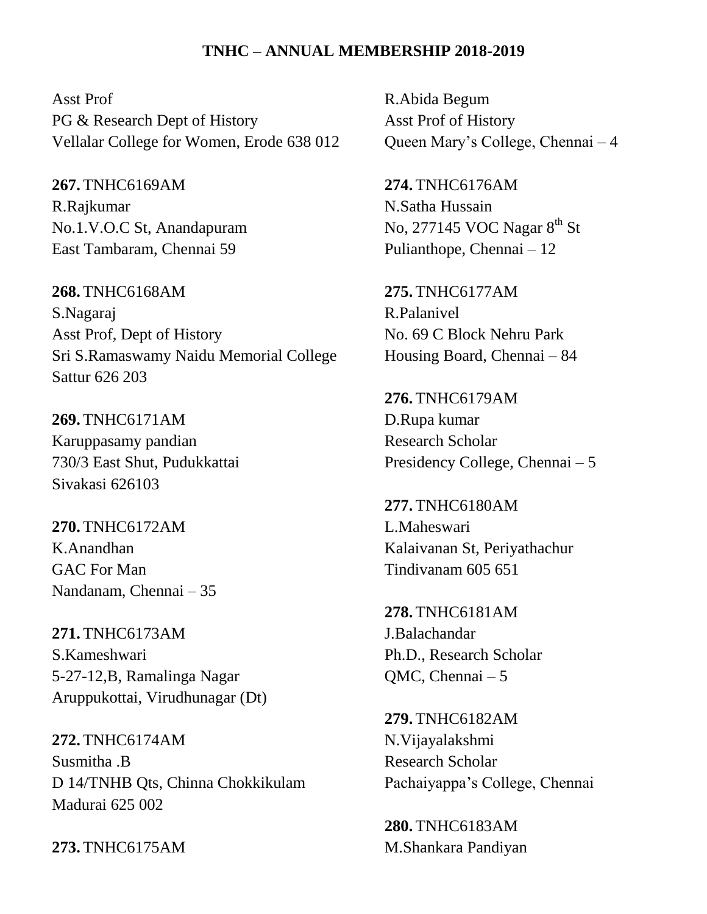## TNHC – ANNUAL MEMBERSHIP 2018-2019

Asst Prof
PG & Research Dept of History
Vellalar College for Women, Erode 638 012

**267.** TNHC6169AM
R.Rajkumar
No.1.V.O.C St, Anandapuram
East Tambaram, Chennai 59

**268.** TNHC6168AM
S.Nagaraj
Asst Prof, Dept of History
Sri S.Ramaswamy Naidu Memorial College
Sattur 626 203

**269.** TNHC6171AM
Karuppasamy pandian
730/3 East Shut, Pudukkattai
Sivakasi 626103

**270.** TNHC6172AM
K.Anandhan
GAC For Man
Nandanam, Chennai – 35

**271.** TNHC6173AM
S.Kameshwari
5-27-12,B, Ramalinga Nagar
Aruppukottai, Virudhunagar (Dt)

**272.** TNHC6174AM
Susmitha .B
D 14/TNHB Qts, Chinna Chokkikulam
Madurai 625 002

**273.** TNHC6175AM
R.Abida Begum
Asst Prof of History
Queen Mary's College, Chennai – 4

**274.** TNHC6176AM
N.Satha Hussain
No, 277145 VOC Nagar 8th St
Pulianthope, Chennai – 12

**275.** TNHC6177AM
R.Palanivel
No. 69 C Block Nehru Park
Housing Board, Chennai – 84

**276.** TNHC6179AM
D.Rupa kumar
Research Scholar
Presidency College, Chennai – 5

**277.** TNHC6180AM
L.Maheswari
Kalaivanan St, Periyathachur
Tindivanam 605 651

**278.** TNHC6181AM
J.Balachandar
Ph.D., Research Scholar
QMC, Chennai – 5

**279.** TNHC6182AM
N.Vijayalakshmi
Research Scholar
Pachaiyappa's College, Chennai

**280.** TNHC6183AM
M.Shankara Pandiyan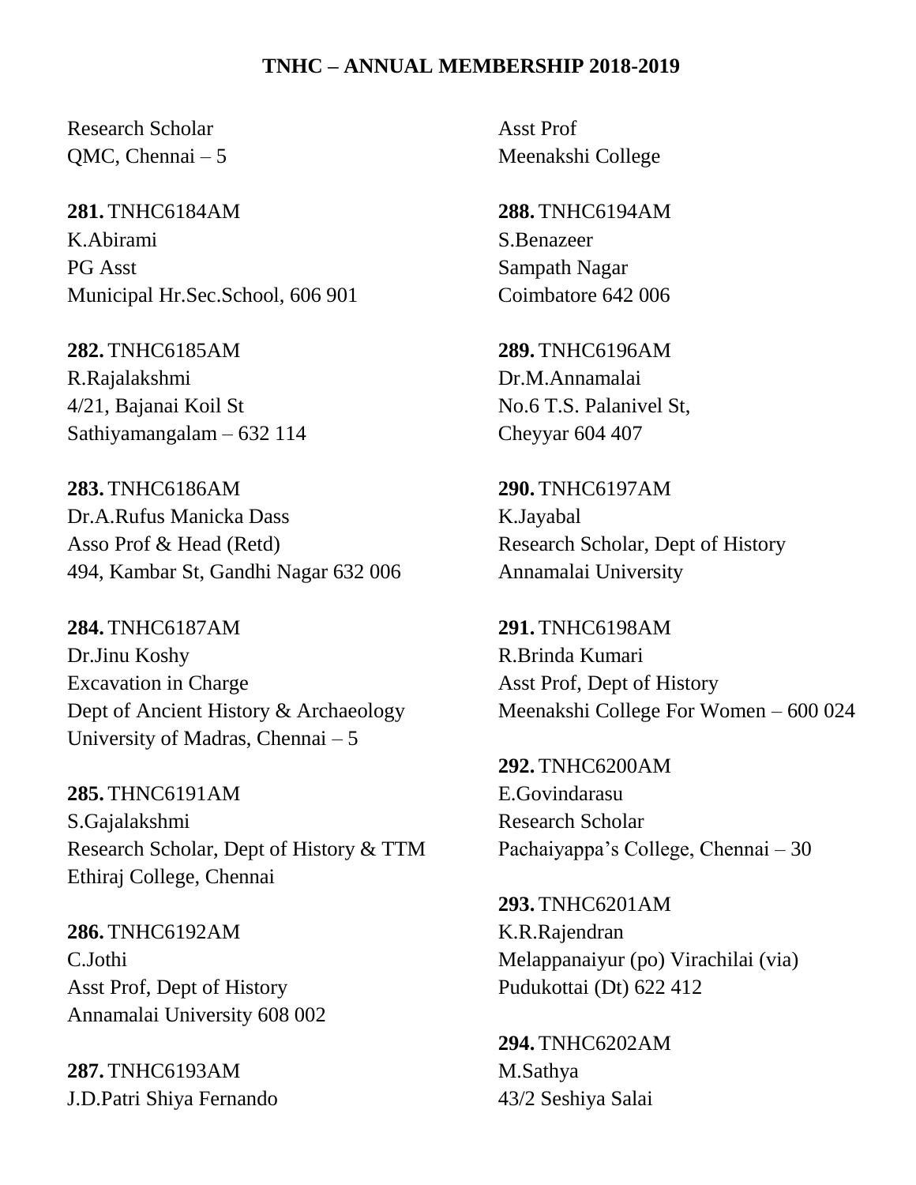# TNHC – ANNUAL MEMBERSHIP 2018-2019

Research Scholar
QMC, Chennai – 5

**281.** TNHC6184AM
K.Abirami
PG Asst
Municipal Hr.Sec.School, 606 901

**282.** TNHC6185AM
R.Rajalakshmi
4/21, Bajanai Koil St
Sathiyamangalam – 632 114

**283.** TNHC6186AM
Dr.A.Rufus Manicka Dass
Asso Prof & Head (Retd)
494, Kambar St, Gandhi Nagar 632 006

**284.** TNHC6187AM
Dr.Jinu Koshy
Excavation in Charge
Dept of Ancient History & Archaeology
University of Madras, Chennai – 5

**285.** THNC6191AM
S.Gajalakshmi
Research Scholar, Dept of History & TTM
Ethiraj College, Chennai

**286.** TNHC6192AM
C.Jothi
Asst Prof, Dept of History
Annamalai University 608 002

**287.** TNHC6193AM
J.D.Patri Shiya Fernando
Asst Prof
Meenakshi College

**288.** TNHC6194AM
S.Benazeer
Sampath Nagar
Coimbatore 642 006

**289.** TNHC6196AM
Dr.M.Annamalai
No.6 T.S. Palanivel St,
Cheyyar 604 407

**290.** TNHC6197AM
K.Jayabal
Research Scholar, Dept of History
Annamalai University

**291.** TNHC6198AM
R.Brinda Kumari
Asst Prof, Dept of History
Meenakshi College For Women – 600 024

**292.** TNHC6200AM
E.Govindarasu
Research Scholar
Pachaiyappa's College, Chennai – 30

**293.** TNHC6201AM
K.R.Rajendran
Melappanaiyur (po) Virachilai (via)
Pudukottai (Dt) 622 412

**294.** TNHC6202AM
M.Sathya
43/2 Seshiya Salai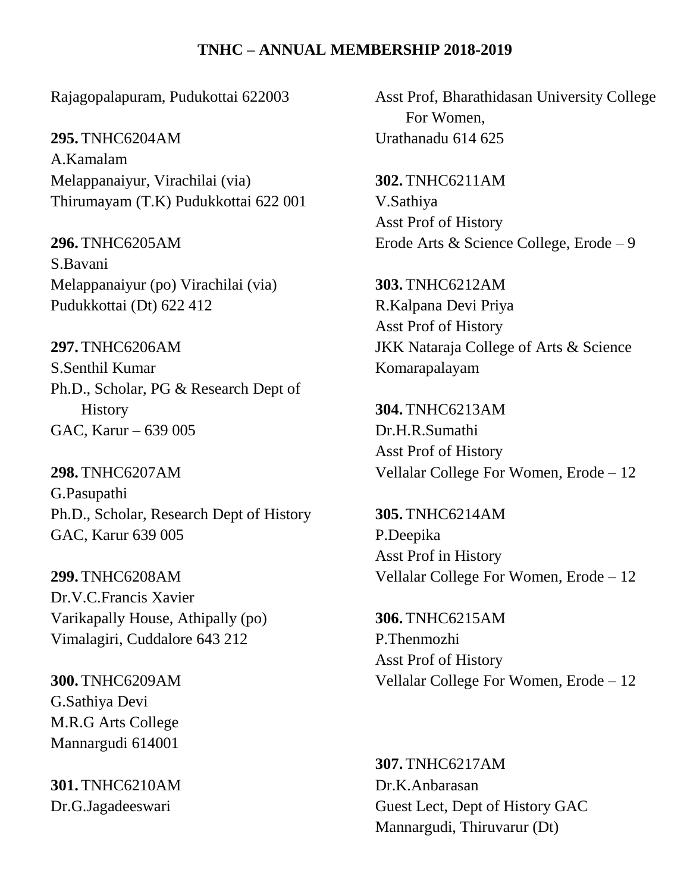## TNHC – ANNUAL MEMBERSHIP 2018-2019

Rajagopalapuram, Pudukottai 622003

**295.** TNHC6204AM
A.Kamalam
Melappanaiyur, Virachilai (via)
Thirumayam (T.K) Pudukkottai 622 001

**296.** TNHC6205AM
S.Bavani
Melappanaiyur (po) Virachilai (via)
Pudukkottai (Dt) 622 412

**297.** TNHC6206AM
S.Senthil Kumar
Ph.D., Scholar, PG & Research Dept of History
GAC, Karur – 639 005

**298.** TNHC6207AM
G.Pasupathi
Ph.D., Scholar, Research Dept of History
GAC, Karur 639 005

**299.** TNHC6208AM
Dr.V.C.Francis Xavier
Varikapally House, Athipally (po)
Vimalagiri, Cuddalore 643 212

**300.** TNHC6209AM
G.Sathiya Devi
M.R.G Arts College
Mannargudi 614001

**301.** TNHC6210AM
Dr.G.Jagadeeswari
Asst Prof, Bharathidasan University College For Women,
Urathanadu 614 625

**302.** TNHC6211AM
V.Sathiya
Asst Prof of History
Erode Arts & Science College, Erode – 9

**303.** TNHC6212AM
R.Kalpana Devi Priya
Asst Prof of History
JKK Nataraja College of Arts & Science
Komarapalayam

**304.** TNHC6213AM
Dr.H.R.Sumathi
Asst Prof of History
Vellalar College For Women, Erode – 12

**305.** TNHC6214AM
P.Deepika
Asst Prof in History
Vellalar College For Women, Erode – 12

**306.** TNHC6215AM
P.Thenmozhi
Asst Prof of History
Vellalar College For Women, Erode – 12

**307.** TNHC6217AM
Dr.K.Anbarasan
Guest Lect, Dept of History GAC
Mannargudi, Thiruvarur (Dt)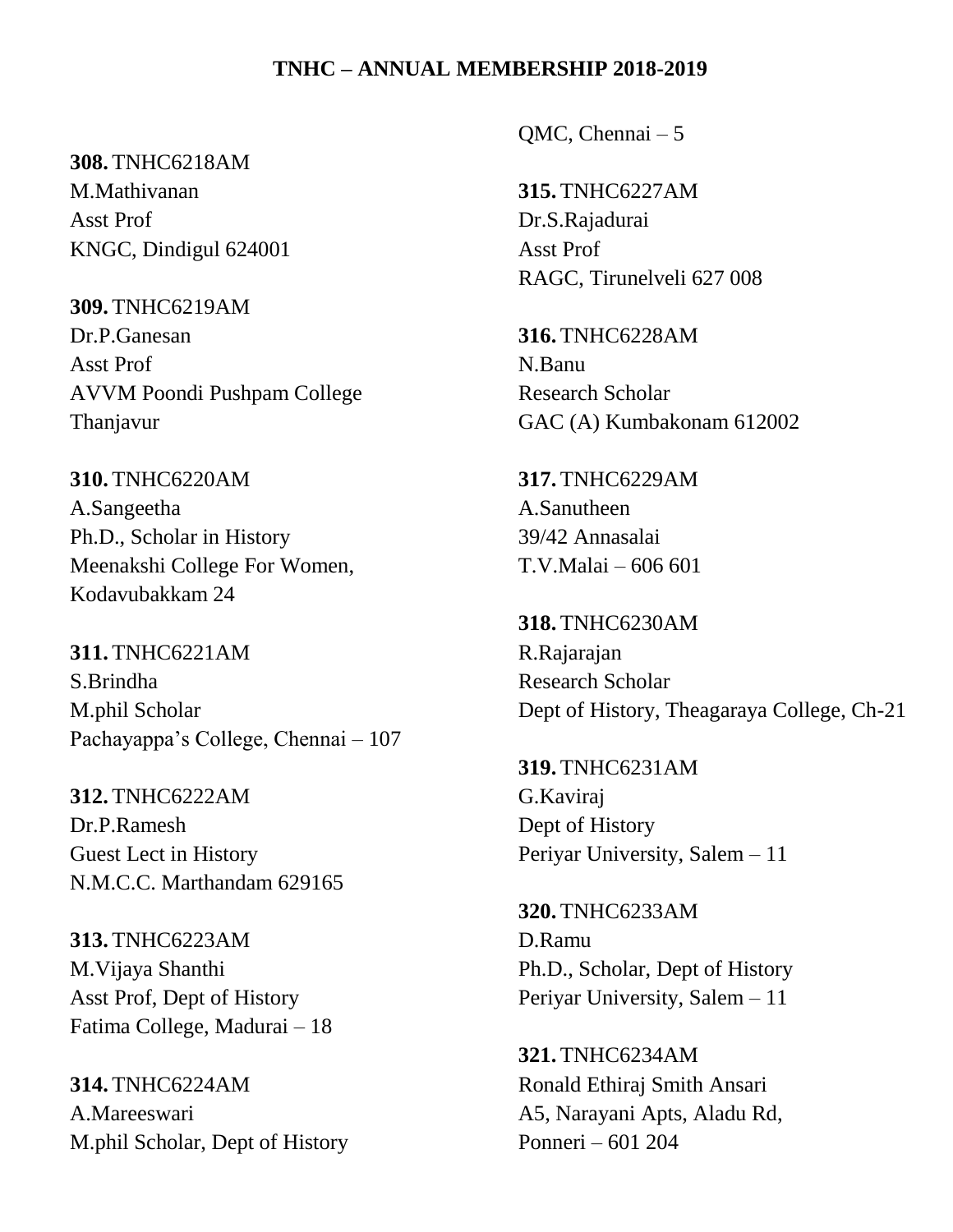**TNHC – ANNUAL MEMBERSHIP 2018-2019**

**308.** TNHC6218AM
M.Mathivanan
Asst Prof
KNGC, Dindigul 624001

**309.** TNHC6219AM
Dr.P.Ganesan
Asst Prof
AVVM Poondi Pushpam College
Thanjavur

**310.** TNHC6220AM
A.Sangeetha
Ph.D., Scholar in History
Meenakshi College For Women,
Kodavubakkam 24

**311.** TNHC6221AM
S.Brindha
M.phil Scholar
Pachayappa's College, Chennai – 107

**312.** TNHC6222AM
Dr.P.Ramesh
Guest Lect in History
N.M.C.C. Marthandam 629165

**313.** TNHC6223AM
M.Vijaya Shanthi
Asst Prof, Dept of History
Fatima College, Madurai – 18

**314.** TNHC6224AM
A.Mareeswari
M.phil Scholar, Dept of History
QMC, Chennai – 5

**315.** TNHC6227AM
Dr.S.Rajadurai
Asst Prof
RAGC, Tirunelveli 627 008

**316.** TNHC6228AM
N.Banu
Research Scholar
GAC (A) Kumbakonam 612002

**317.** TNHC6229AM
A.Sanutheen
39/42 Annasalai
T.V.Malai – 606 601

**318.** TNHC6230AM
R.Rajarajan
Research Scholar
Dept of History, Theagaraya College, Ch-21

**319.** TNHC6231AM
G.Kaviraj
Dept of History
Periyar University, Salem – 11

**320.** TNHC6233AM
D.Ramu
Ph.D., Scholar, Dept of History
Periyar University, Salem – 11

**321.** TNHC6234AM
Ronald Ethiraj Smith Ansari
A5, Narayani Apts, Aladu Rd,
Ponneri – 601 204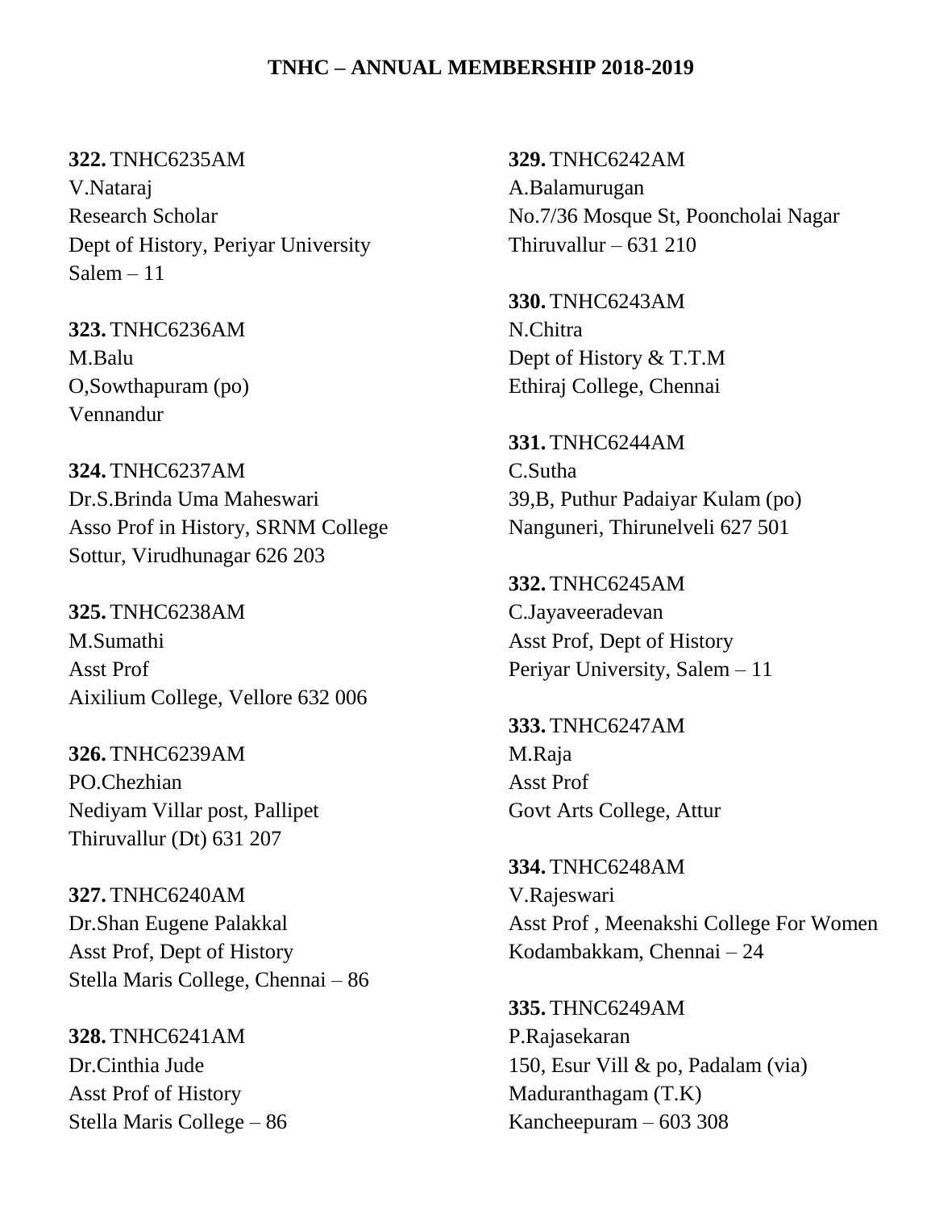**TNHC – ANNUAL MEMBERSHIP 2018-2019**

**322.** TNHC6235AM
V.Nataraj
Research Scholar
Dept of History, Periyar University
Salem – 11

**323.** TNHC6236AM
M.Balu
O,Sowthapuram (po)
Vennandur

**324.** TNHC6237AM
Dr.S.Brinda Uma Maheswari
Asso Prof in History, SRNM College
Sottur, Virudhunagar 626 203

**325.** TNHC6238AM
M.Sumathi
Asst Prof
Aixilium College, Vellore 632 006

**326.** TNHC6239AM
PO.Chezhian
Nediyam Villar post, Pallipet
Thiruvallur (Dt) 631 207

**327.** TNHC6240AM
Dr.Shan Eugene Palakkal
Asst Prof, Dept of History
Stella Maris College, Chennai – 86

**328.** TNHC6241AM
Dr.Cinthia Jude
Asst Prof of History
Stella Maris College – 86

**329.** TNHC6242AM
A.Balamurugan
No.7/36 Mosque St, Pooncholai Nagar
Thiruvallur – 631 210

**330.** TNHC6243AM
N.Chitra
Dept of History & T.T.M
Ethiraj College, Chennai

**331.** TNHC6244AM
C.Sutha
39,B, Puthur Padaiyar Kulam (po)
Nanguneri, Thirunelveli 627 501

**332.** TNHC6245AM
C.Jayaveeradevan
Asst Prof, Dept of History
Periyar University, Salem – 11

**333.** TNHC6247AM
M.Raja
Asst Prof
Govt Arts College, Attur

**334.** TNHC6248AM
V.Rajeswari
Asst Prof , Meenakshi College For Women
Kodambakkam, Chennai – 24

**335.** THNC6249AM
P.Rajasekaran
150, Esur Vill & po, Padalam (via)
Maduranthagam (T.K)
Kancheepuram – 603 308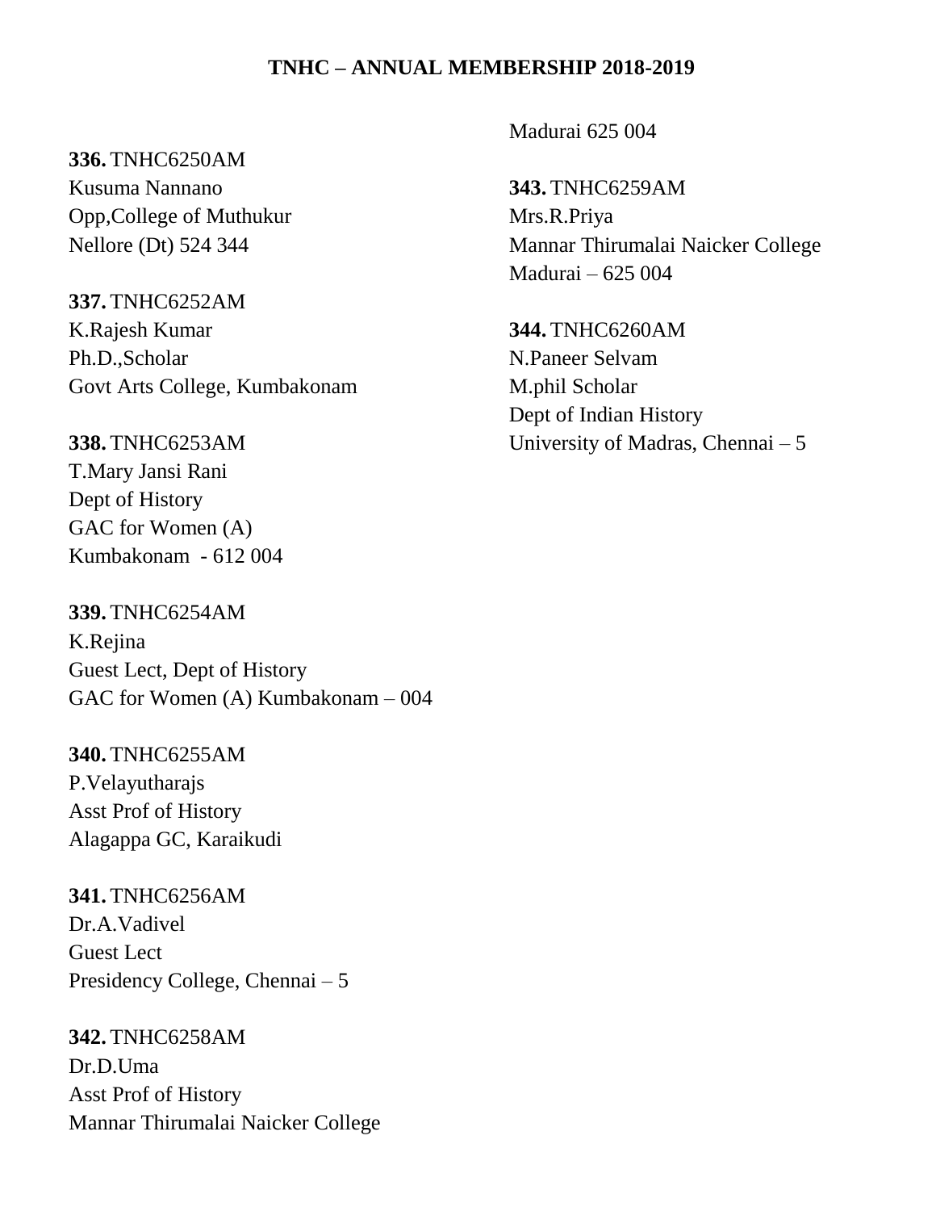## TNHC – ANNUAL MEMBERSHIP 2018-2019

**336.** TNHC6250AM
Kusuma Nannano
Opp,College of Muthukur
Nellore (Dt) 524 344

**337.** TNHC6252AM
K.Rajesh Kumar
Ph.D.,Scholar
Govt Arts College, Kumbakonam

**338.** TNHC6253AM
T.Mary Jansi Rani
Dept of History
GAC for Women (A)
Kumbakonam - 612 004

**339.** TNHC6254AM
K.Rejina
Guest Lect, Dept of History
GAC for Women (A) Kumbakonam – 004

**340.** TNHC6255AM
P.Velayutharajs
Asst Prof of History
Alagappa GC, Karaikudi

**341.** TNHC6256AM
Dr.A.Vadivel
Guest Lect
Presidency College, Chennai – 5

**342.** TNHC6258AM
Dr.D.Uma
Asst Prof of History
Mannar Thirumalai Naicker College
Madurai 625 004

**343.** TNHC6259AM
Mrs.R.Priya
Mannar Thirumalai Naicker College
Madurai – 625 004

**344.** TNHC6260AM
N.Paneer Selvam
M.phil Scholar
Dept of Indian History
University of Madras, Chennai – 5